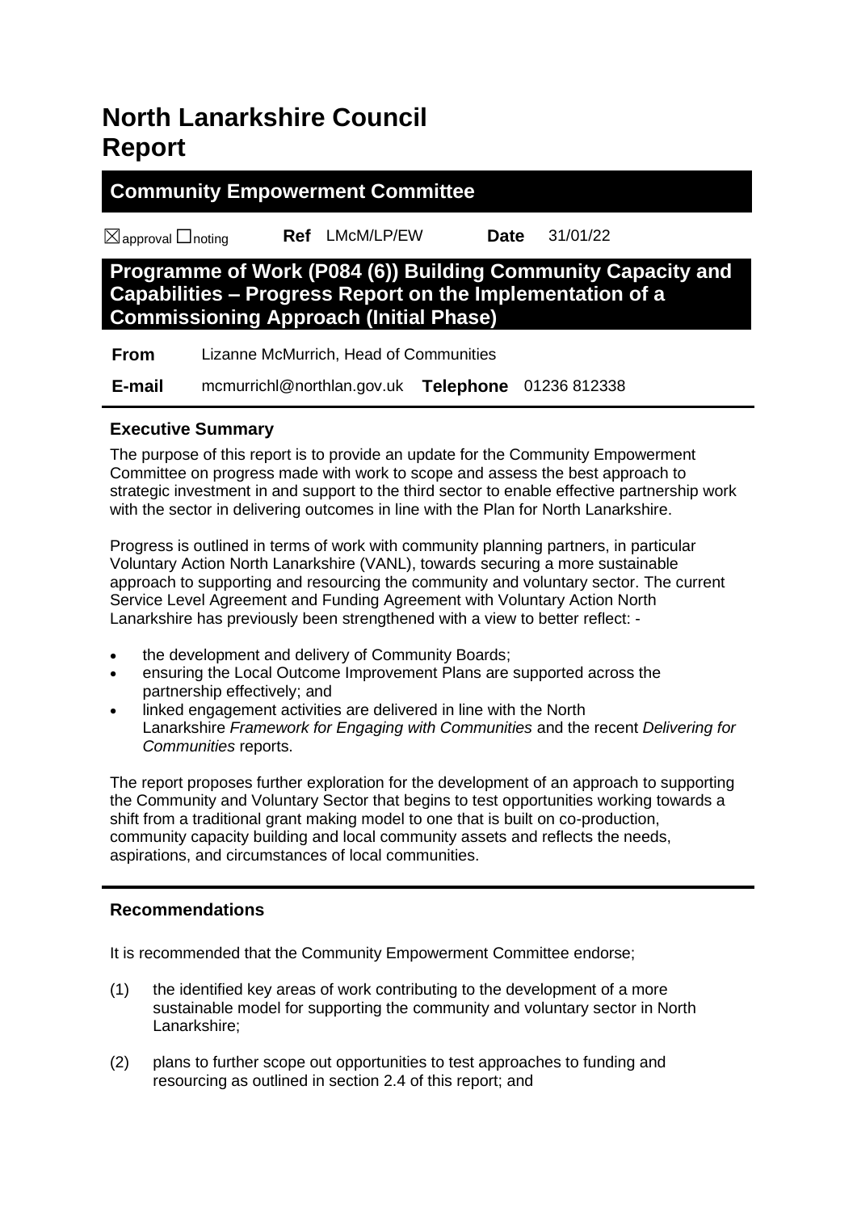# North Lanarkshire Council Report

## Community Empowerment Committee

☒approval ☐noting **Ref** LMcM/LP/EW **Date** 31/01/22

## Programme of Work (P084 (6)) Building Community Capacity and Capabilities – Progress Report on the Implementation of a Commissioning Approach (Initial Phase)

**From** Lizanne McMurrich, Head of Communities

**E-mail** mcmurrichl@northlan.gov.uk **Telephone** 01236 812338

### Executive Summary

The purpose of this report is to provide an update for the Community Empowerment Committee on progress made with work to scope and assess the best approach to strategic investment in and support to the third sector to enable effective partnership work with the sector in delivering outcomes in line with the Plan for North Lanarkshire.

Progress is outlined in terms of work with community planning partners, in particular Voluntary Action North Lanarkshire (VANL), towards securing a more sustainable approach to supporting and resourcing the community and voluntary sector. The current Service Level Agreement and Funding Agreement with Voluntary Action North Lanarkshire has previously been strengthened with a view to better reflect: -

- the development and delivery of Community Boards;
- ensuring the Local Outcome Improvement Plans are supported across the partnership effectively; and
- linked engagement activities are delivered in line with the North Lanarkshire *Framework for Engaging with Communities* and the recent *Delivering for Communities* reports.

The report proposes further exploration for the development of an approach to supporting the Community and Voluntary Sector that begins to test opportunities working towards a shift from a traditional grant making model to one that is built on co-production, community capacity building and local community assets and reflects the needs, aspirations, and circumstances of local communities.

### Recommendations

It is recommended that the Community Empowerment Committee endorse;

(1) the identified key areas of work contributing to the development of a more sustainable model for supporting the community and voluntary sector in North Lanarkshire;

(2) plans to further scope out opportunities to test approaches to funding and resourcing as outlined in section 2.4 of this report; and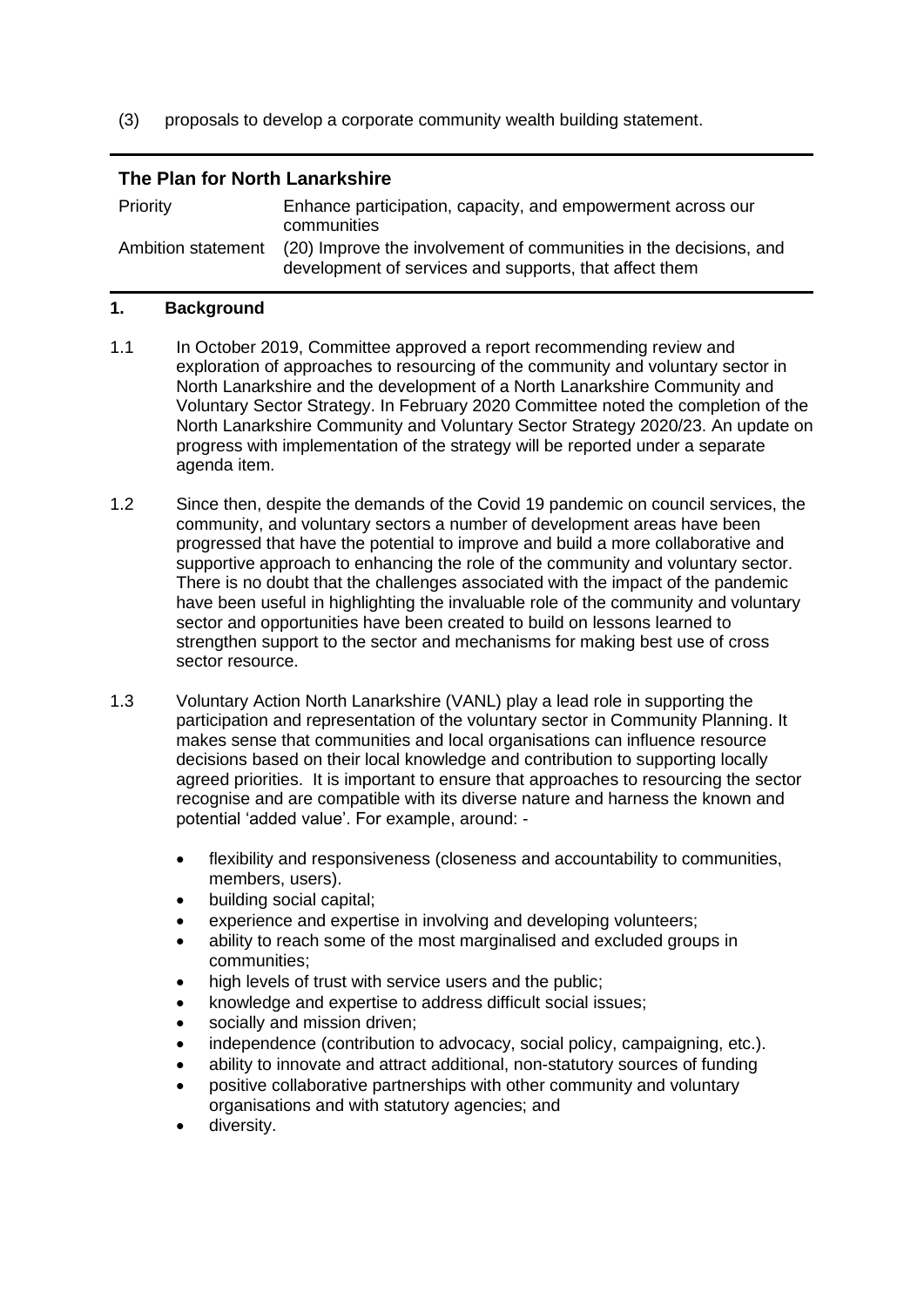(3) proposals to develop a corporate community wealth building statement.

## The Plan for North Lanarkshire

| | |
|---|---|
| Priority | Enhance participation, capacity, and empowerment across our communities |
| Ambition statement | (20) Improve the involvement of communities in the decisions, and development of services and supports, that affect them |

## 1. Background

1.1 In October 2019, Committee approved a report recommending review and exploration of approaches to resourcing of the community and voluntary sector in North Lanarkshire and the development of a North Lanarkshire Community and Voluntary Sector Strategy. In February 2020 Committee noted the completion of the North Lanarkshire Community and Voluntary Sector Strategy 2020/23. An update on progress with implementation of the strategy will be reported under a separate agenda item.

1.2 Since then, despite the demands of the Covid 19 pandemic on council services, the community, and voluntary sectors a number of development areas have been progressed that have the potential to improve and build a more collaborative and supportive approach to enhancing the role of the community and voluntary sector. There is no doubt that the challenges associated with the impact of the pandemic have been useful in highlighting the invaluable role of the community and voluntary sector and opportunities have been created to build on lessons learned to strengthen support to the sector and mechanisms for making best use of cross sector resource.

1.3 Voluntary Action North Lanarkshire (VANL) play a lead role in supporting the participation and representation of the voluntary sector in Community Planning. It makes sense that communities and local organisations can influence resource decisions based on their local knowledge and contribution to supporting locally agreed priorities. It is important to ensure that approaches to resourcing the sector recognise and are compatible with its diverse nature and harness the known and potential 'added value'. For example, around: -

- flexibility and responsiveness (closeness and accountability to communities, members, users).
- building social capital;
- experience and expertise in involving and developing volunteers;
- ability to reach some of the most marginalised and excluded groups in communities;
- high levels of trust with service users and the public;
- knowledge and expertise to address difficult social issues;
- socially and mission driven;
- independence (contribution to advocacy, social policy, campaigning, etc.).
- ability to innovate and attract additional, non-statutory sources of funding
- positive collaborative partnerships with other community and voluntary organisations and with statutory agencies; and
- diversity.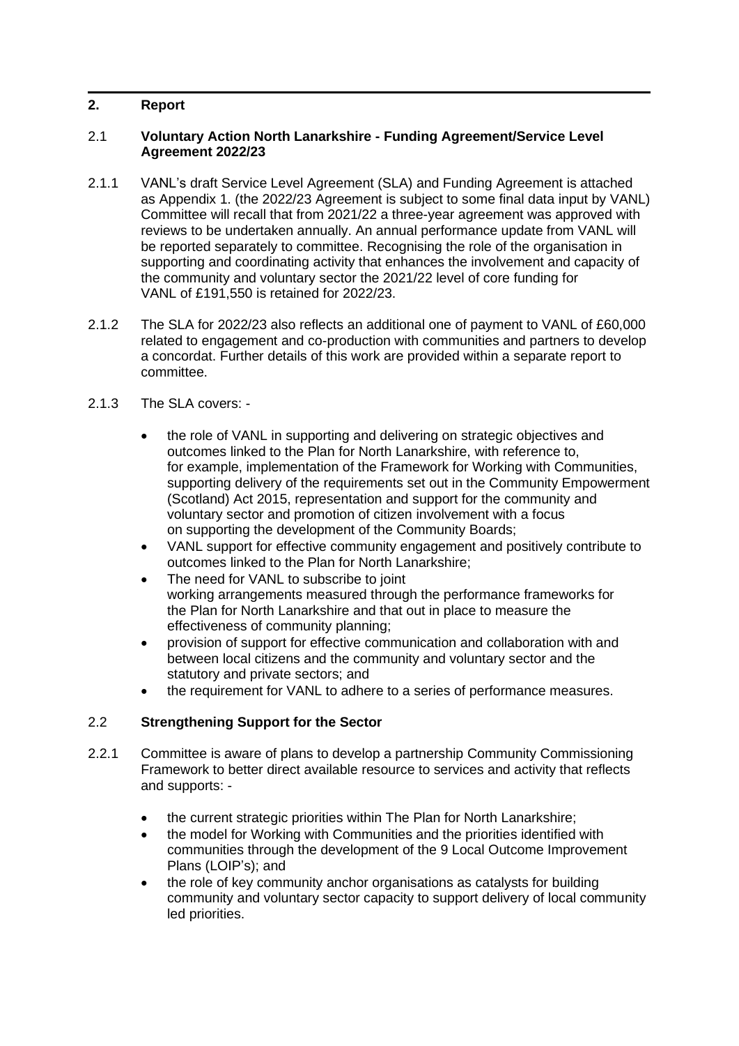## 2. Report

### 2.1 Voluntary Action North Lanarkshire - Funding Agreement/Service Level Agreement 2022/23

2.1.1 VANL's draft Service Level Agreement (SLA) and Funding Agreement is attached as Appendix 1. (the 2022/23 Agreement is subject to some final data input by VANL) Committee will recall that from 2021/22 a three-year agreement was approved with reviews to be undertaken annually. An annual performance update from VANL will be reported separately to committee. Recognising the role of the organisation in supporting and coordinating activity that enhances the involvement and capacity of the community and voluntary sector the 2021/22 level of core funding for VANL of £191,550 is retained for 2022/23.

2.1.2 The SLA for 2022/23 also reflects an additional one of payment to VANL of £60,000 related to engagement and co-production with communities and partners to develop a concordat. Further details of this work are provided within a separate report to committee.

2.1.3 The SLA covers: -

- the role of VANL in supporting and delivering on strategic objectives and outcomes linked to the Plan for North Lanarkshire, with reference to, for example, implementation of the Framework for Working with Communities, supporting delivery of the requirements set out in the Community Empowerment (Scotland) Act 2015, representation and support for the community and voluntary sector and promotion of citizen involvement with a focus on supporting the development of the Community Boards;
- VANL support for effective community engagement and positively contribute to outcomes linked to the Plan for North Lanarkshire;
- The need for VANL to subscribe to joint working arrangements measured through the performance frameworks for the Plan for North Lanarkshire and that out in place to measure the effectiveness of community planning;
- provision of support for effective communication and collaboration with and between local citizens and the community and voluntary sector and the statutory and private sectors; and
- the requirement for VANL to adhere to a series of performance measures.

### 2.2 Strengthening Support for the Sector

2.2.1 Committee is aware of plans to develop a partnership Community Commissioning Framework to better direct available resource to services and activity that reflects and supports: -

- the current strategic priorities within The Plan for North Lanarkshire;
- the model for Working with Communities and the priorities identified with communities through the development of the 9 Local Outcome Improvement Plans (LOIP's); and
- the role of key community anchor organisations as catalysts for building community and voluntary sector capacity to support delivery of local community led priorities.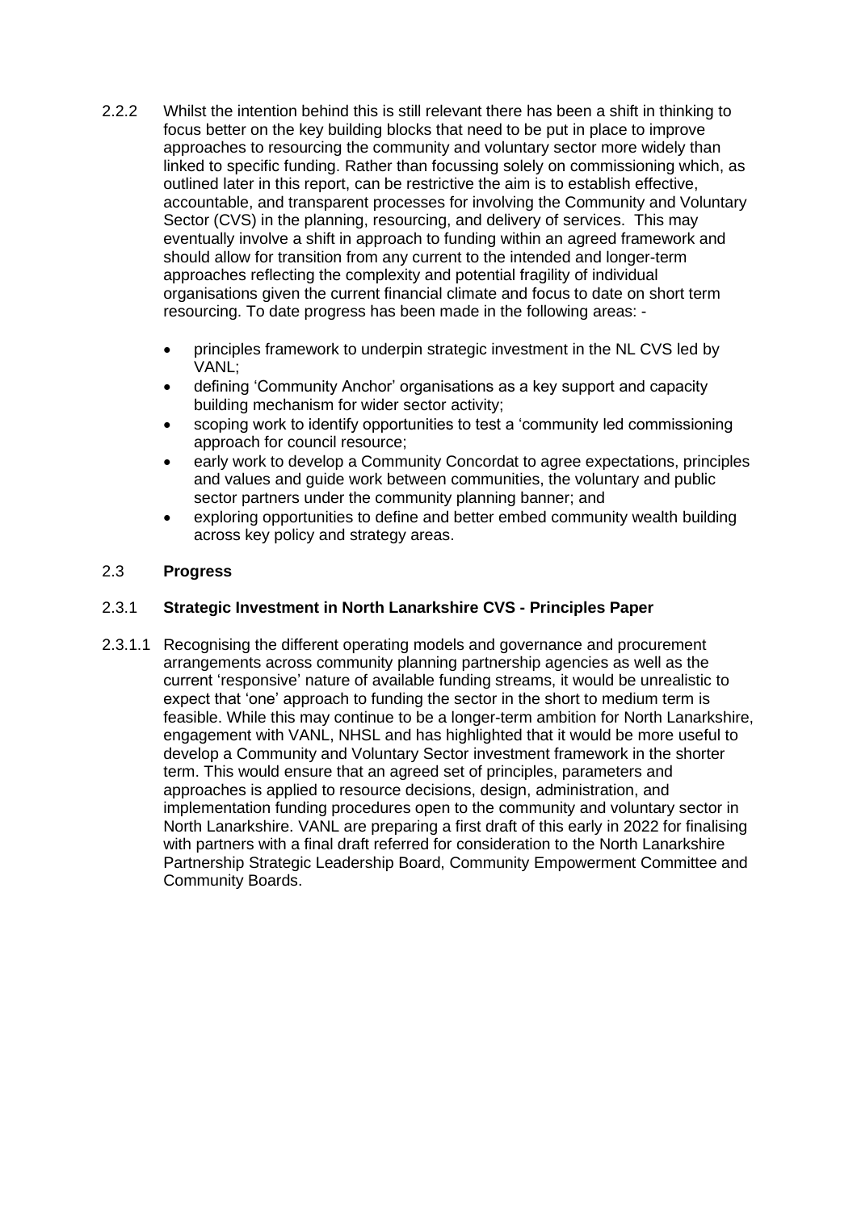2.2.2 Whilst the intention behind this is still relevant there has been a shift in thinking to focus better on the key building blocks that need to be put in place to improve approaches to resourcing the community and voluntary sector more widely than linked to specific funding. Rather than focussing solely on commissioning which, as outlined later in this report, can be restrictive the aim is to establish effective, accountable, and transparent processes for involving the Community and Voluntary Sector (CVS) in the planning, resourcing, and delivery of services. This may eventually involve a shift in approach to funding within an agreed framework and should allow for transition from any current to the intended and longer-term approaches reflecting the complexity and potential fragility of individual organisations given the current financial climate and focus to date on short term resourcing. To date progress has been made in the following areas: -

- principles framework to underpin strategic investment in the NL CVS led by VANL;
- defining 'Community Anchor' organisations as a key support and capacity building mechanism for wider sector activity;
- scoping work to identify opportunities to test a 'community led commissioning approach for council resource;
- early work to develop a Community Concordat to agree expectations, principles and values and guide work between communities, the voluntary and public sector partners under the community planning banner; and
- exploring opportunities to define and better embed community wealth building across key policy and strategy areas.

## 2.3 Progress

### 2.3.1 Strategic Investment in North Lanarkshire CVS - Principles Paper

2.3.1.1 Recognising the different operating models and governance and procurement arrangements across community planning partnership agencies as well as the current 'responsive' nature of available funding streams, it would be unrealistic to expect that 'one' approach to funding the sector in the short to medium term is feasible. While this may continue to be a longer-term ambition for North Lanarkshire, engagement with VANL, NHSL and has highlighted that it would be more useful to develop a Community and Voluntary Sector investment framework in the shorter term. This would ensure that an agreed set of principles, parameters and approaches is applied to resource decisions, design, administration, and implementation funding procedures open to the community and voluntary sector in North Lanarkshire. VANL are preparing a first draft of this early in 2022 for finalising with partners with a final draft referred for consideration to the North Lanarkshire Partnership Strategic Leadership Board, Community Empowerment Committee and Community Boards.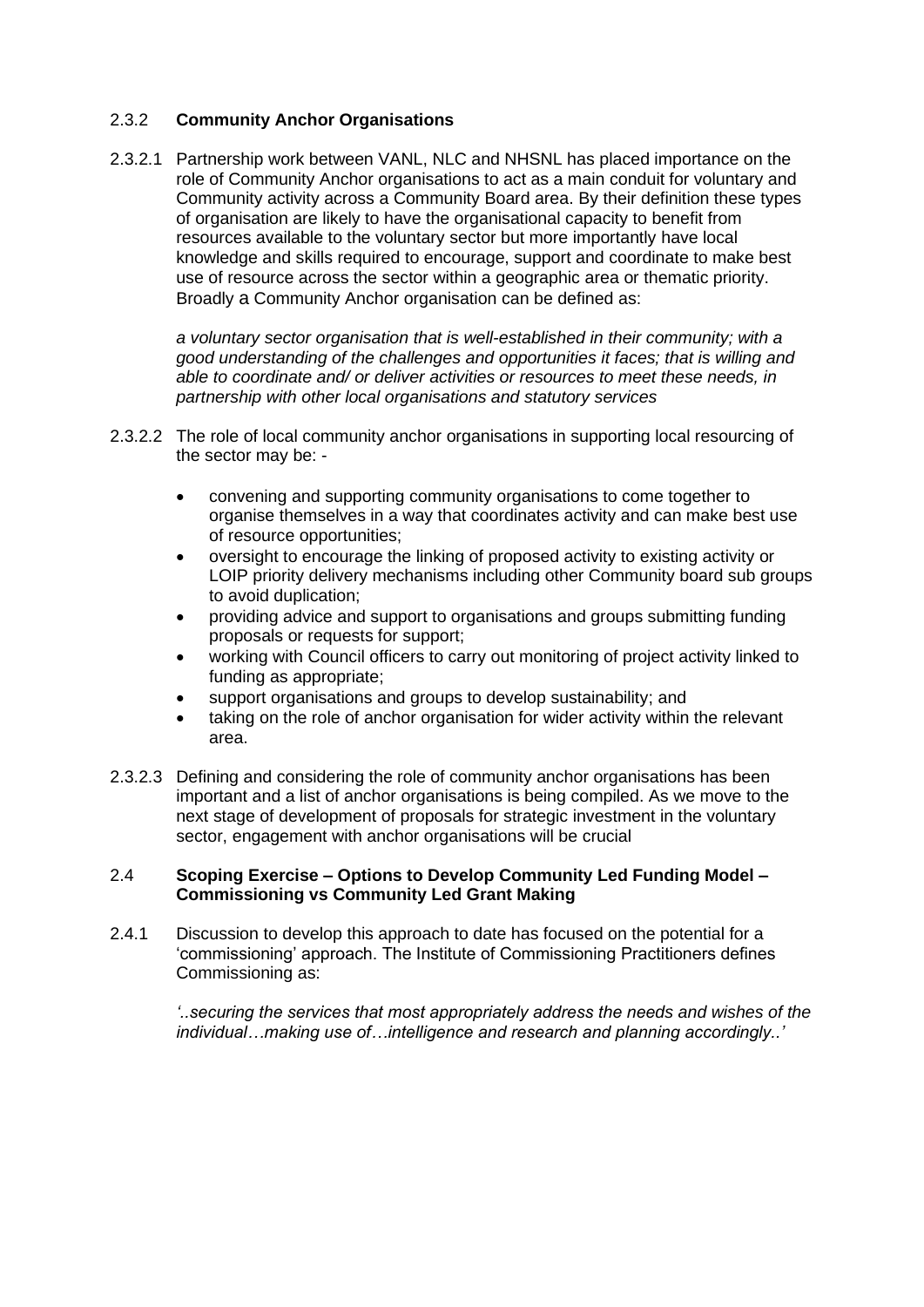### 2.3.2 **Community Anchor Organisations**

2.3.2.1 Partnership work between VANL, NLC and NHSNL has placed importance on the role of Community Anchor organisations to act as a main conduit for voluntary and Community activity across a Community Board area. By their definition these types of organisation are likely to have the organisational capacity to benefit from resources available to the voluntary sector but more importantly have local knowledge and skills required to encourage, support and coordinate to make best use of resource across the sector within a geographic area or thematic priority. Broadly a Community Anchor organisation can be defined as:

*a voluntary sector organisation that is well-established in their community; with a good understanding of the challenges and opportunities it faces; that is willing and able to coordinate and/ or deliver activities or resources to meet these needs, in partnership with other local organisations and statutory services*

2.3.2.2 The role of local community anchor organisations in supporting local resourcing of the sector may be: -

- convening and supporting community organisations to come together to organise themselves in a way that coordinates activity and can make best use of resource opportunities;
- oversight to encourage the linking of proposed activity to existing activity or LOIP priority delivery mechanisms including other Community board sub groups to avoid duplication;
- providing advice and support to organisations and groups submitting funding proposals or requests for support;
- working with Council officers to carry out monitoring of project activity linked to funding as appropriate;
- support organisations and groups to develop sustainability; and
- taking on the role of anchor organisation for wider activity within the relevant area.

2.3.2.3 Defining and considering the role of community anchor organisations has been important and a list of anchor organisations is being compiled. As we move to the next stage of development of proposals for strategic investment in the voluntary sector, engagement with anchor organisations will be crucial

## 2.4 **Scoping Exercise – Options to Develop Community Led Funding Model – Commissioning vs Community Led Grant Making**

2.4.1 Discussion to develop this approach to date has focused on the potential for a 'commissioning' approach. The Institute of Commissioning Practitioners defines Commissioning as:

*'..securing the services that most appropriately address the needs and wishes of the individual…making use of…intelligence and research and planning accordingly..'*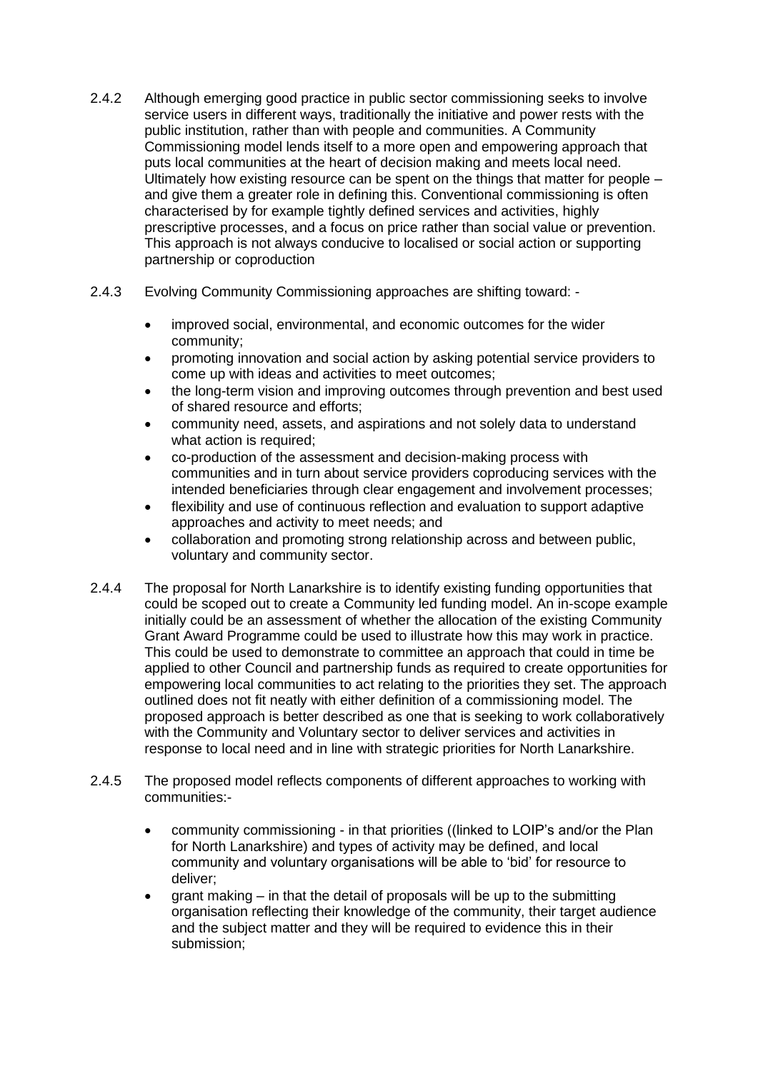2.4.2 Although emerging good practice in public sector commissioning seeks to involve service users in different ways, traditionally the initiative and power rests with the public institution, rather than with people and communities. A Community Commissioning model lends itself to a more open and empowering approach that puts local communities at the heart of decision making and meets local need. Ultimately how existing resource can be spent on the things that matter for people – and give them a greater role in defining this. Conventional commissioning is often characterised by for example tightly defined services and activities, highly prescriptive processes, and a focus on price rather than social value or prevention. This approach is not always conducive to localised or social action or supporting partnership or coproduction

2.4.3 Evolving Community Commissioning approaches are shifting toward: -

- improved social, environmental, and economic outcomes for the wider community;
- promoting innovation and social action by asking potential service providers to come up with ideas and activities to meet outcomes;
- the long-term vision and improving outcomes through prevention and best used of shared resource and efforts;
- community need, assets, and aspirations and not solely data to understand what action is required;
- co-production of the assessment and decision-making process with communities and in turn about service providers coproducing services with the intended beneficiaries through clear engagement and involvement processes;
- flexibility and use of continuous reflection and evaluation to support adaptive approaches and activity to meet needs; and
- collaboration and promoting strong relationship across and between public, voluntary and community sector.

2.4.4 The proposal for North Lanarkshire is to identify existing funding opportunities that could be scoped out to create a Community led funding model. An in-scope example initially could be an assessment of whether the allocation of the existing Community Grant Award Programme could be used to illustrate how this may work in practice. This could be used to demonstrate to committee an approach that could in time be applied to other Council and partnership funds as required to create opportunities for empowering local communities to act relating to the priorities they set. The approach outlined does not fit neatly with either definition of a commissioning model. The proposed approach is better described as one that is seeking to work collaboratively with the Community and Voluntary sector to deliver services and activities in response to local need and in line with strategic priorities for North Lanarkshire.

2.4.5 The proposed model reflects components of different approaches to working with communities:-

- community commissioning - in that priorities ((linked to LOIP's and/or the Plan for North Lanarkshire) and types of activity may be defined, and local community and voluntary organisations will be able to 'bid' for resource to deliver;
- grant making – in that the detail of proposals will be up to the submitting organisation reflecting their knowledge of the community, their target audience and the subject matter and they will be required to evidence this in their submission;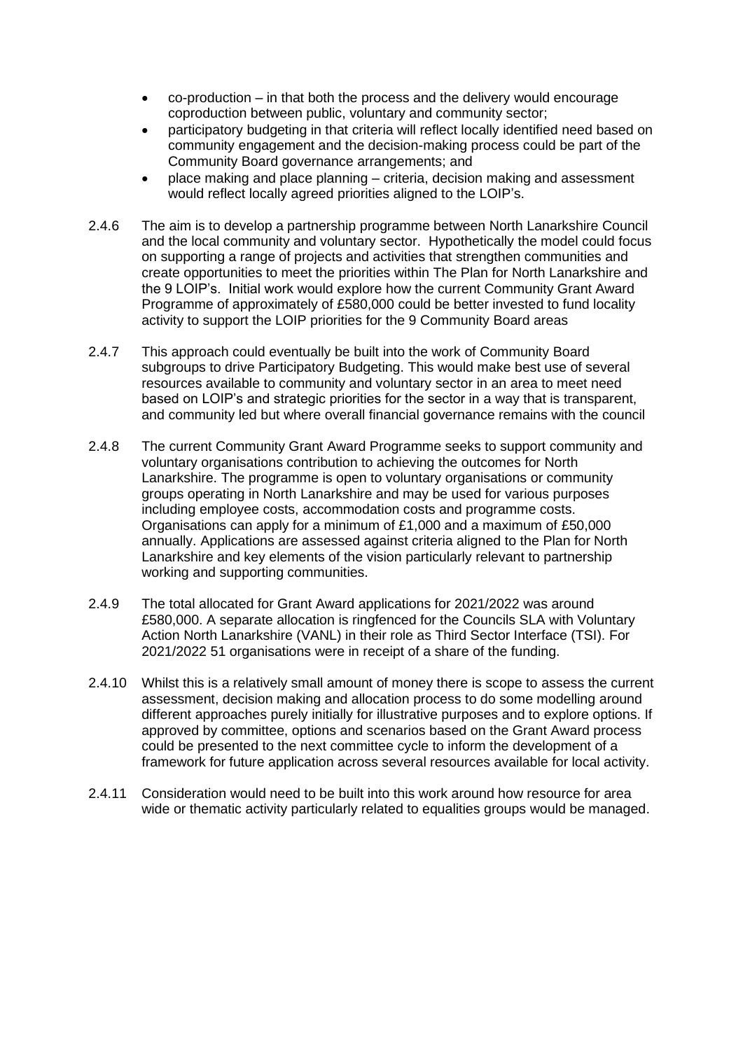- co-production – in that both the process and the delivery would encourage coproduction between public, voluntary and community sector;
- participatory budgeting in that criteria will reflect locally identified need based on community engagement and the decision-making process could be part of the Community Board governance arrangements; and
- place making and place planning – criteria, decision making and assessment would reflect locally agreed priorities aligned to the LOIP's.

2.4.6 The aim is to develop a partnership programme between North Lanarkshire Council and the local community and voluntary sector. Hypothetically the model could focus on supporting a range of projects and activities that strengthen communities and create opportunities to meet the priorities within The Plan for North Lanarkshire and the 9 LOIP's. Initial work would explore how the current Community Grant Award Programme of approximately of £580,000 could be better invested to fund locality activity to support the LOIP priorities for the 9 Community Board areas

2.4.7 This approach could eventually be built into the work of Community Board subgroups to drive Participatory Budgeting. This would make best use of several resources available to community and voluntary sector in an area to meet need based on LOIP's and strategic priorities for the sector in a way that is transparent, and community led but where overall financial governance remains with the council

2.4.8 The current Community Grant Award Programme seeks to support community and voluntary organisations contribution to achieving the outcomes for North Lanarkshire. The programme is open to voluntary organisations or community groups operating in North Lanarkshire and may be used for various purposes including employee costs, accommodation costs and programme costs. Organisations can apply for a minimum of £1,000 and a maximum of £50,000 annually. Applications are assessed against criteria aligned to the Plan for North Lanarkshire and key elements of the vision particularly relevant to partnership working and supporting communities.

2.4.9 The total allocated for Grant Award applications for 2021/2022 was around £580,000. A separate allocation is ringfenced for the Councils SLA with Voluntary Action North Lanarkshire (VANL) in their role as Third Sector Interface (TSI). For 2021/2022 51 organisations were in receipt of a share of the funding.

2.4.10 Whilst this is a relatively small amount of money there is scope to assess the current assessment, decision making and allocation process to do some modelling around different approaches purely initially for illustrative purposes and to explore options. If approved by committee, options and scenarios based on the Grant Award process could be presented to the next committee cycle to inform the development of a framework for future application across several resources available for local activity.

2.4.11 Consideration would need to be built into this work around how resource for area wide or thematic activity particularly related to equalities groups would be managed.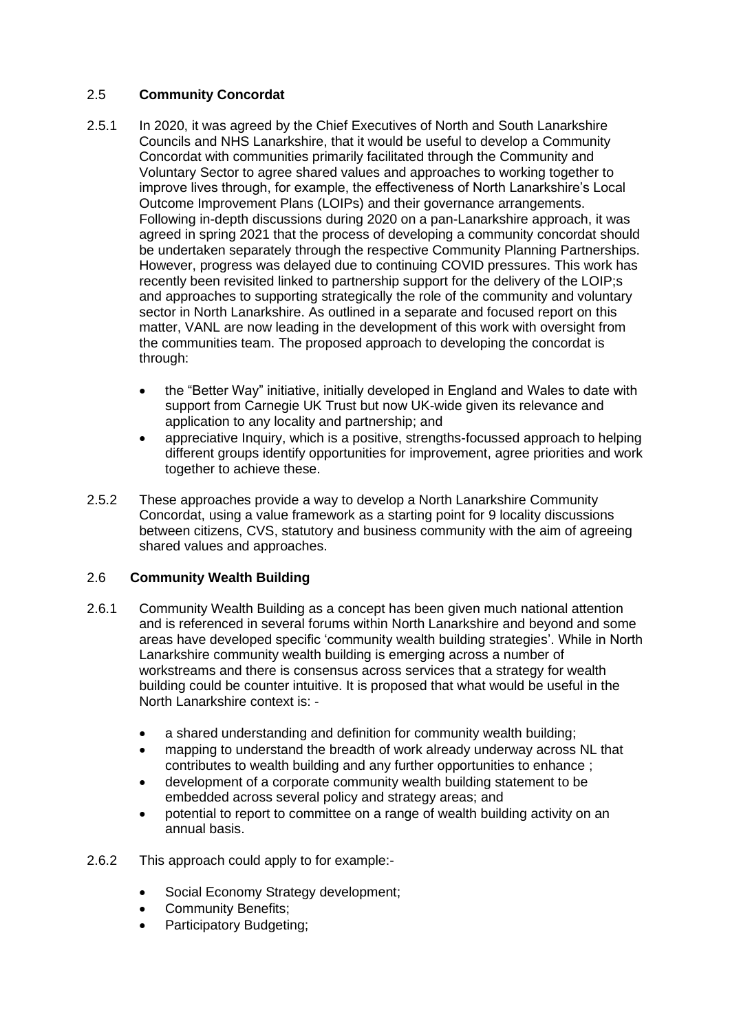## 2.5 **Community Concordat**

2.5.1 In 2020, it was agreed by the Chief Executives of North and South Lanarkshire Councils and NHS Lanarkshire, that it would be useful to develop a Community Concordat with communities primarily facilitated through the Community and Voluntary Sector to agree shared values and approaches to working together to improve lives through, for example, the effectiveness of North Lanarkshire's Local Outcome Improvement Plans (LOIPs) and their governance arrangements. Following in-depth discussions during 2020 on a pan-Lanarkshire approach, it was agreed in spring 2021 that the process of developing a community concordat should be undertaken separately through the respective Community Planning Partnerships. However, progress was delayed due to continuing COVID pressures. This work has recently been revisited linked to partnership support for the delivery of the LOIP;s and approaches to supporting strategically the role of the community and voluntary sector in North Lanarkshire. As outlined in a separate and focused report on this matter, VANL are now leading in the development of this work with oversight from the communities team. The proposed approach to developing the concordat is through:

- the "Better Way" initiative, initially developed in England and Wales to date with support from Carnegie UK Trust but now UK-wide given its relevance and application to any locality and partnership; and
- appreciative Inquiry, which is a positive, strengths-focussed approach to helping different groups identify opportunities for improvement, agree priorities and work together to achieve these.

2.5.2 These approaches provide a way to develop a North Lanarkshire Community Concordat, using a value framework as a starting point for 9 locality discussions between citizens, CVS, statutory and business community with the aim of agreeing shared values and approaches.

## 2.6 **Community Wealth Building**

2.6.1 Community Wealth Building as a concept has been given much national attention and is referenced in several forums within North Lanarkshire and beyond and some areas have developed specific 'community wealth building strategies'. While in North Lanarkshire community wealth building is emerging across a number of workstreams and there is consensus across services that a strategy for wealth building could be counter intuitive. It is proposed that what would be useful in the North Lanarkshire context is: -

- a shared understanding and definition for community wealth building;
- mapping to understand the breadth of work already underway across NL that contributes to wealth building and any further opportunities to enhance ;
- development of a corporate community wealth building statement to be embedded across several policy and strategy areas; and
- potential to report to committee on a range of wealth building activity on an annual basis.

2.6.2 This approach could apply to for example:-

- Social Economy Strategy development;
- Community Benefits;
- Participatory Budgeting;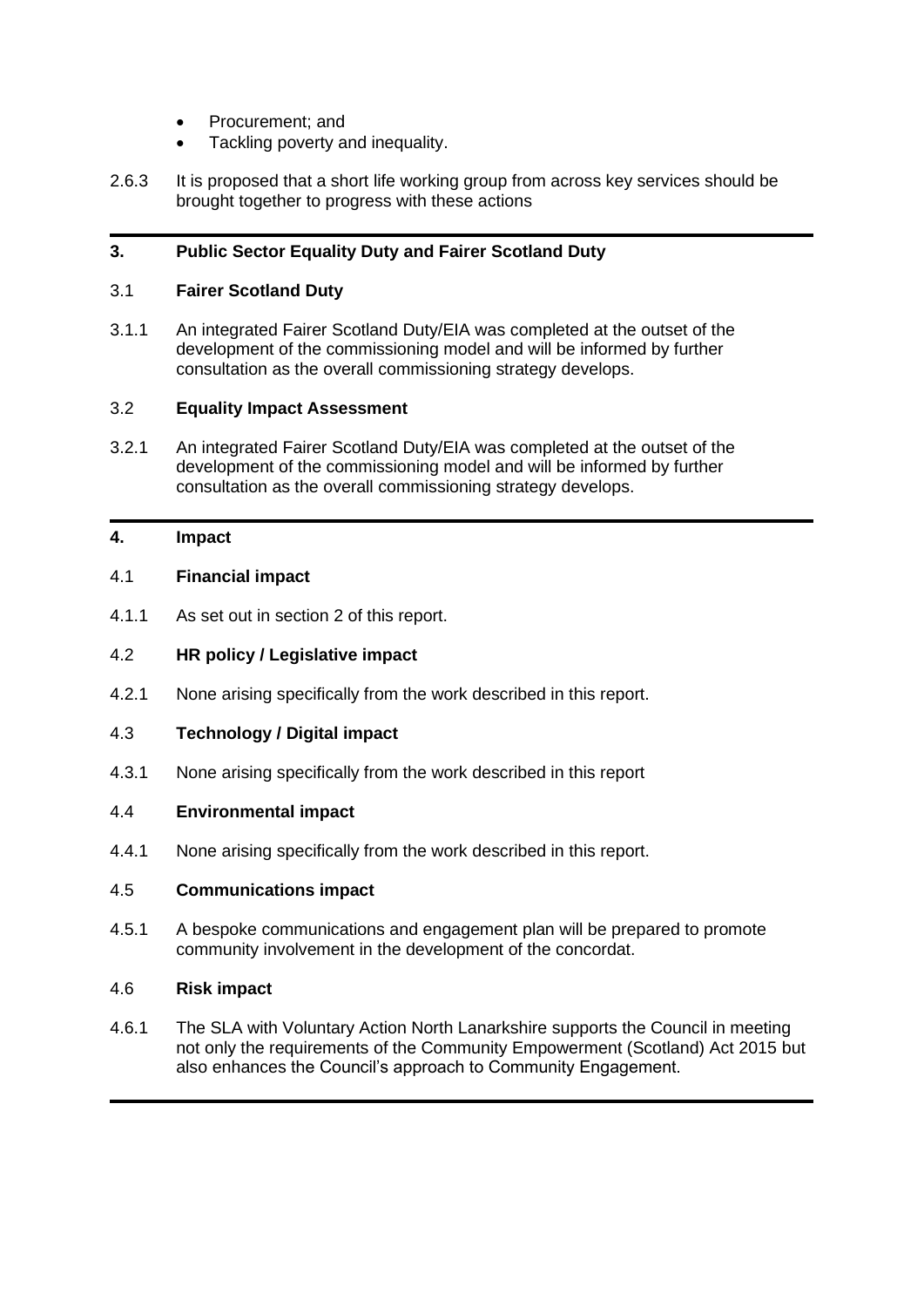- Procurement; and
- Tackling poverty and inequality.

2.6.3 It is proposed that a short life working group from across key services should be brought together to progress with these actions

---

## 3. Public Sector Equality Duty and Fairer Scotland Duty

### 3.1 Fairer Scotland Duty

3.1.1 An integrated Fairer Scotland Duty/EIA was completed at the outset of the development of the commissioning model and will be informed by further consultation as the overall commissioning strategy develops.

### 3.2 Equality Impact Assessment

3.2.1 An integrated Fairer Scotland Duty/EIA was completed at the outset of the development of the commissioning model and will be informed by further consultation as the overall commissioning strategy develops.

---

## 4. Impact

### 4.1 Financial impact

4.1.1 As set out in section 2 of this report.

### 4.2 HR policy / Legislative impact

4.2.1 None arising specifically from the work described in this report.

### 4.3 Technology / Digital impact

4.3.1 None arising specifically from the work described in this report

### 4.4 Environmental impact

4.4.1 None arising specifically from the work described in this report.

### 4.5 Communications impact

4.5.1 A bespoke communications and engagement plan will be prepared to promote community involvement in the development of the concordat.

### 4.6 Risk impact

4.6.1 The SLA with Voluntary Action North Lanarkshire supports the Council in meeting not only the requirements of the Community Empowerment (Scotland) Act 2015 but also enhances the Council's approach to Community Engagement.

---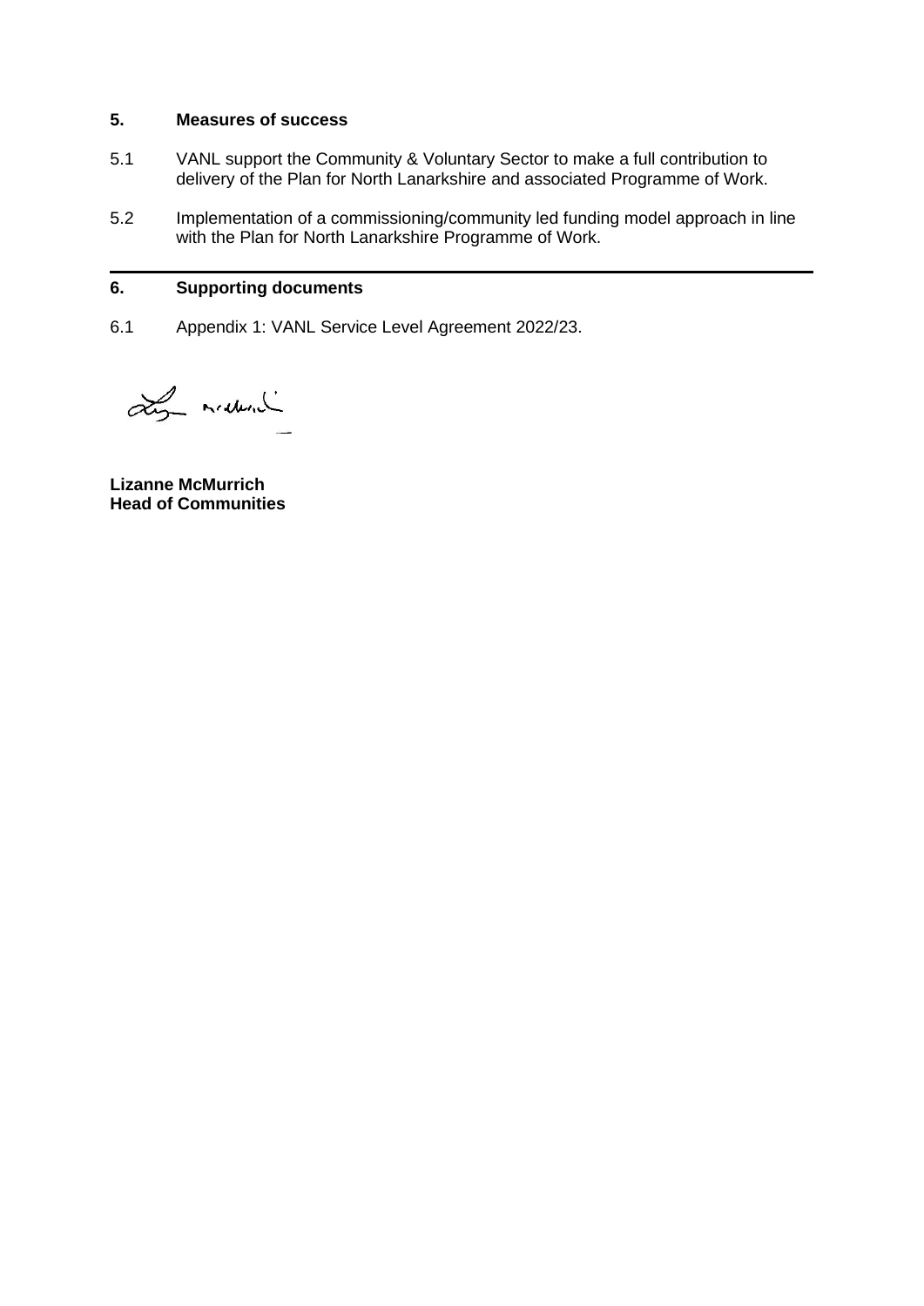## 5. Measures of success

5.1 VANL support the Community & Voluntary Sector to make a full contribution to delivery of the Plan for North Lanarkshire and associated Programme of Work.

5.2 Implementation of a commissioning/community led funding model approach in line with the Plan for North Lanarkshire Programme of Work.

---

## 6. Supporting documents

6.1 Appendix 1: VANL Service Level Agreement 2022/23.

**Lizanne McMurrich**
**Head of Communities**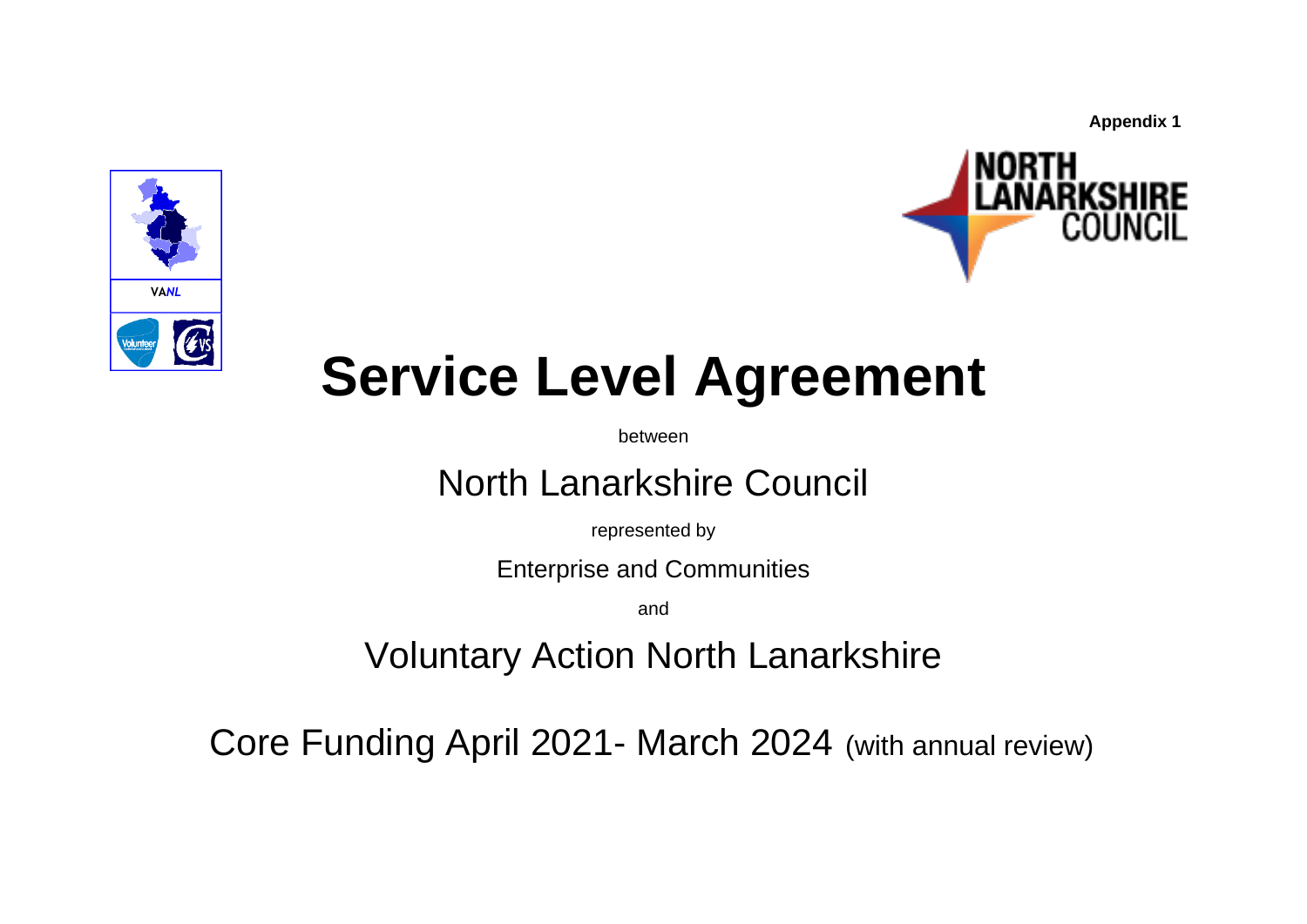**Appendix 1**

# Service Level Agreement

between

## North Lanarkshire Council

represented by

Enterprise and Communities

and

## Voluntary Action North Lanarkshire

Core Funding April 2021- March 2024 (with annual review)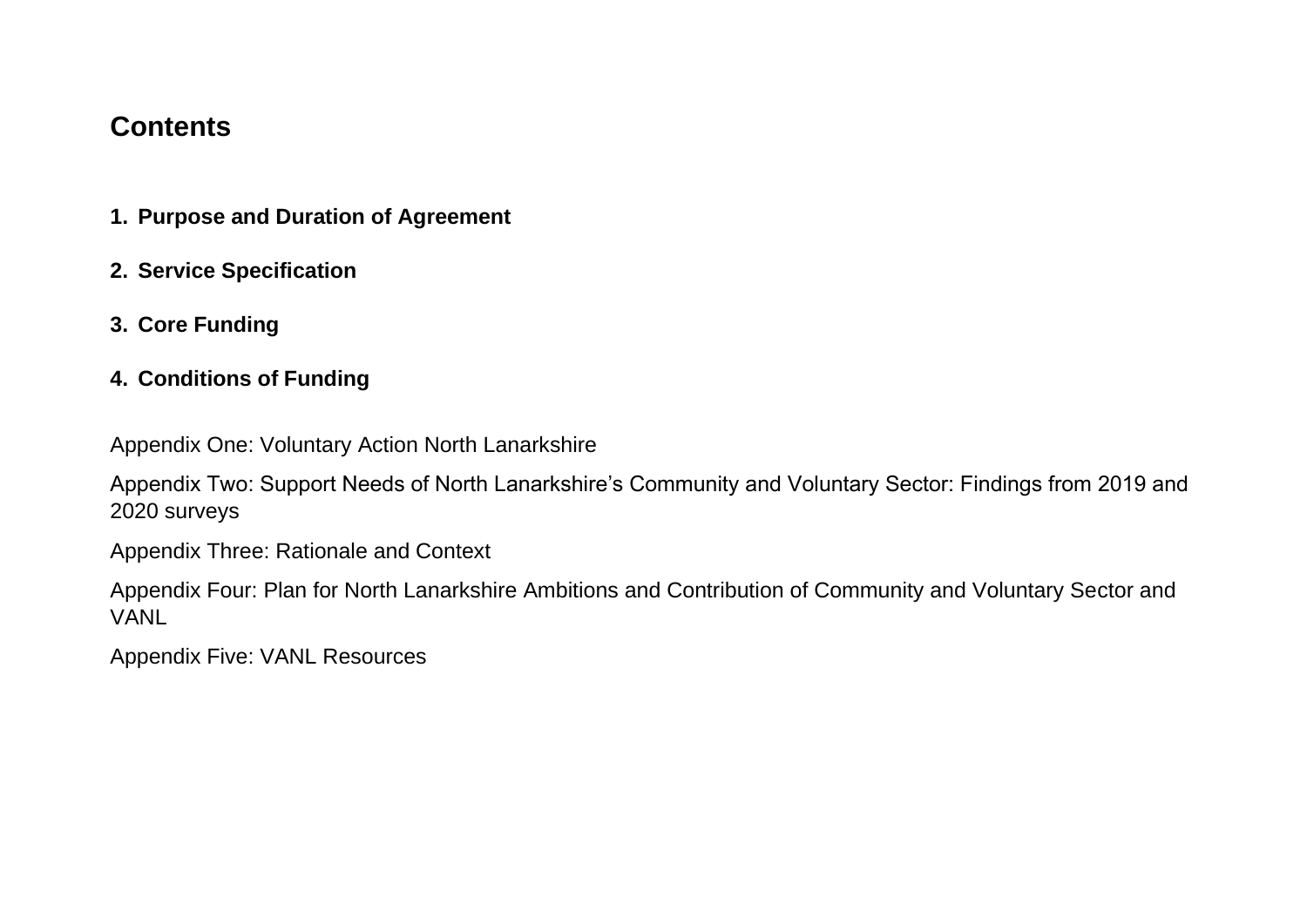## Contents

1. **Purpose and Duration of Agreement**
2. **Service Specification**
3. **Core Funding**
4. **Conditions of Funding**

Appendix One: Voluntary Action North Lanarkshire

Appendix Two: Support Needs of North Lanarkshire's Community and Voluntary Sector: Findings from 2019 and 2020 surveys

Appendix Three: Rationale and Context

Appendix Four: Plan for North Lanarkshire Ambitions and Contribution of Community and Voluntary Sector and VANL

Appendix Five: VANL Resources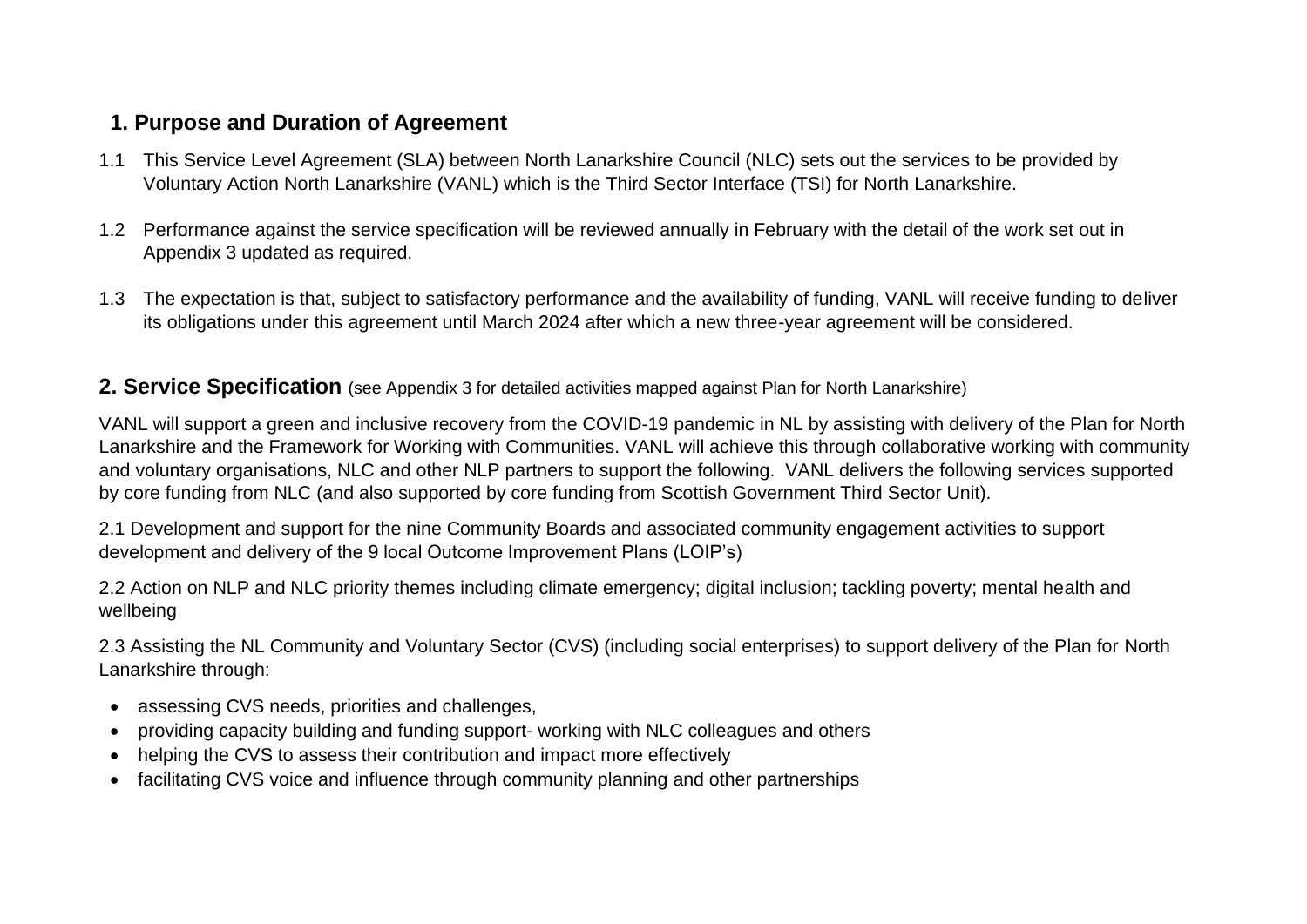## 1. Purpose and Duration of Agreement

1.1 This Service Level Agreement (SLA) between North Lanarkshire Council (NLC) sets out the services to be provided by Voluntary Action North Lanarkshire (VANL) which is the Third Sector Interface (TSI) for North Lanarkshire.

1.2 Performance against the service specification will be reviewed annually in February with the detail of the work set out in Appendix 3 updated as required.

1.3 The expectation is that, subject to satisfactory performance and the availability of funding, VANL will receive funding to deliver its obligations under this agreement until March 2024 after which a new three-year agreement will be considered.

## 2. Service Specification (see Appendix 3 for detailed activities mapped against Plan for North Lanarkshire)

VANL will support a green and inclusive recovery from the COVID-19 pandemic in NL by assisting with delivery of the Plan for North Lanarkshire and the Framework for Working with Communities. VANL will achieve this through collaborative working with community and voluntary organisations, NLC and other NLP partners to support the following. VANL delivers the following services supported by core funding from NLC (and also supported by core funding from Scottish Government Third Sector Unit).

2.1 Development and support for the nine Community Boards and associated community engagement activities to support development and delivery of the 9 local Outcome Improvement Plans (LOIP's)

2.2 Action on NLP and NLC priority themes including climate emergency; digital inclusion; tackling poverty; mental health and wellbeing

2.3 Assisting the NL Community and Voluntary Sector (CVS) (including social enterprises) to support delivery of the Plan for North Lanarkshire through:

- assessing CVS needs, priorities and challenges,
- providing capacity building and funding support- working with NLC colleagues and others
- helping the CVS to assess their contribution and impact more effectively
- facilitating CVS voice and influence through community planning and other partnerships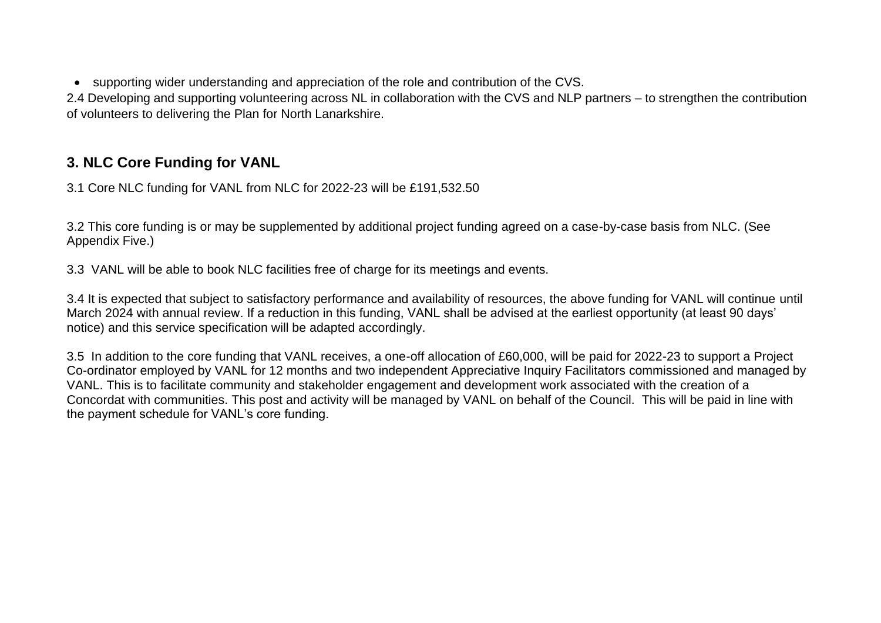- supporting wider understanding and appreciation of the role and contribution of the CVS.

2.4 Developing and supporting volunteering across NL in collaboration with the CVS and NLP partners – to strengthen the contribution of volunteers to delivering the Plan for North Lanarkshire.

## 3. NLC Core Funding for VANL

3.1 Core NLC funding for VANL from NLC for 2022-23 will be £191,532.50

3.2 This core funding is or may be supplemented by additional project funding agreed on a case-by-case basis from NLC. (See Appendix Five.)

3.3 VANL will be able to book NLC facilities free of charge for its meetings and events.

3.4 It is expected that subject to satisfactory performance and availability of resources, the above funding for VANL will continue until March 2024 with annual review. If a reduction in this funding, VANL shall be advised at the earliest opportunity (at least 90 days' notice) and this service specification will be adapted accordingly.

3.5 In addition to the core funding that VANL receives, a one-off allocation of £60,000, will be paid for 2022-23 to support a Project Co-ordinator employed by VANL for 12 months and two independent Appreciative Inquiry Facilitators commissioned and managed by VANL. This is to facilitate community and stakeholder engagement and development work associated with the creation of a Concordat with communities. This post and activity will be managed by VANL on behalf of the Council. This will be paid in line with the payment schedule for VANL's core funding.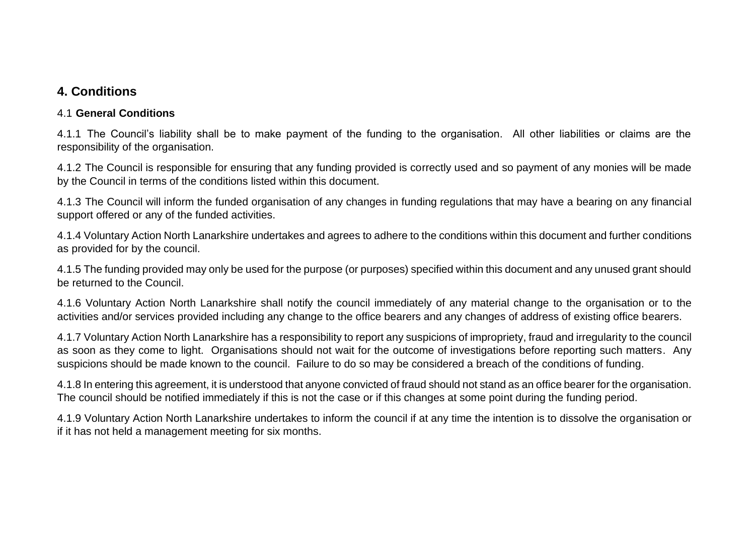## 4. Conditions

### 4.1 **General Conditions**

4.1.1 The Council's liability shall be to make payment of the funding to the organisation. All other liabilities or claims are the responsibility of the organisation.

4.1.2 The Council is responsible for ensuring that any funding provided is correctly used and so payment of any monies will be made by the Council in terms of the conditions listed within this document.

4.1.3 The Council will inform the funded organisation of any changes in funding regulations that may have a bearing on any financial support offered or any of the funded activities.

4.1.4 Voluntary Action North Lanarkshire undertakes and agrees to adhere to the conditions within this document and further conditions as provided for by the council.

4.1.5 The funding provided may only be used for the purpose (or purposes) specified within this document and any unused grant should be returned to the Council.

4.1.6 Voluntary Action North Lanarkshire shall notify the council immediately of any material change to the organisation or to the activities and/or services provided including any change to the office bearers and any changes of address of existing office bearers.

4.1.7 Voluntary Action North Lanarkshire has a responsibility to report any suspicions of impropriety, fraud and irregularity to the council as soon as they come to light. Organisations should not wait for the outcome of investigations before reporting such matters. Any suspicions should be made known to the council. Failure to do so may be considered a breach of the conditions of funding.

4.1.8 In entering this agreement, it is understood that anyone convicted of fraud should not stand as an office bearer for the organisation. The council should be notified immediately if this is not the case or if this changes at some point during the funding period.

4.1.9 Voluntary Action North Lanarkshire undertakes to inform the council if at any time the intention is to dissolve the organisation or if it has not held a management meeting for six months.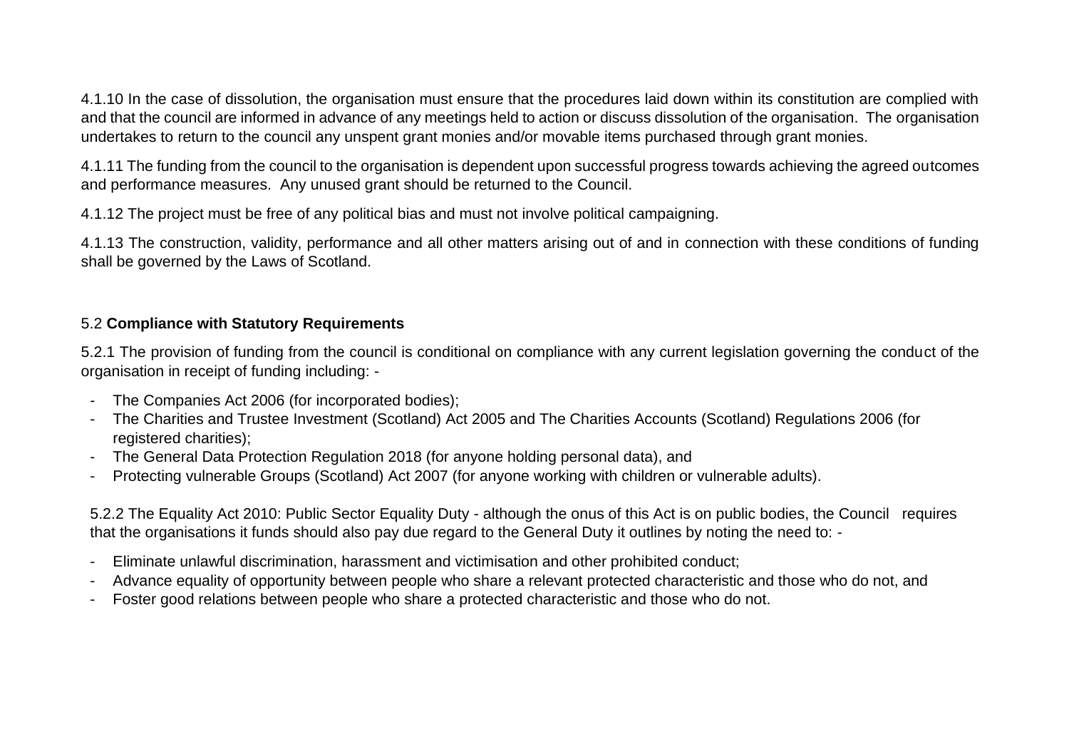4.1.10 In the case of dissolution, the organisation must ensure that the procedures laid down within its constitution are complied with and that the council are informed in advance of any meetings held to action or discuss dissolution of the organisation. The organisation undertakes to return to the council any unspent grant monies and/or movable items purchased through grant monies.

4.1.11 The funding from the council to the organisation is dependent upon successful progress towards achieving the agreed outcomes and performance measures. Any unused grant should be returned to the Council.

4.1.12 The project must be free of any political bias and must not involve political campaigning.

4.1.13 The construction, validity, performance and all other matters arising out of and in connection with these conditions of funding shall be governed by the Laws of Scotland.

5.2 **Compliance with Statutory Requirements**

5.2.1 The provision of funding from the council is conditional on compliance with any current legislation governing the conduct of the organisation in receipt of funding including: -

- The Companies Act 2006 (for incorporated bodies);
- The Charities and Trustee Investment (Scotland) Act 2005 and The Charities Accounts (Scotland) Regulations 2006 (for registered charities);
- The General Data Protection Regulation 2018 (for anyone holding personal data), and
- Protecting vulnerable Groups (Scotland) Act 2007 (for anyone working with children or vulnerable adults).

5.2.2 The Equality Act 2010: Public Sector Equality Duty - although the onus of this Act is on public bodies, the Council requires that the organisations it funds should also pay due regard to the General Duty it outlines by noting the need to: -

- Eliminate unlawful discrimination, harassment and victimisation and other prohibited conduct;
- Advance equality of opportunity between people who share a relevant protected characteristic and those who do not, and
- Foster good relations between people who share a protected characteristic and those who do not.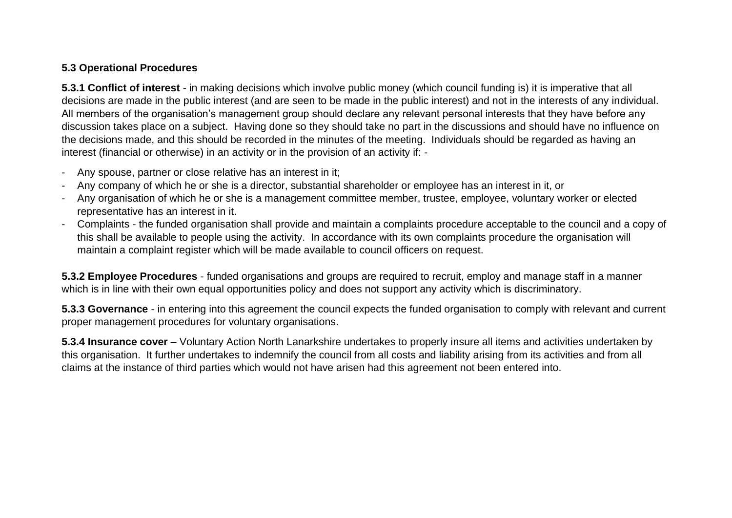**5.3 Operational Procedures**

**5.3.1 Conflict of interest** - in making decisions which involve public money (which council funding is) it is imperative that all decisions are made in the public interest (and are seen to be made in the public interest) and not in the interests of any individual. All members of the organisation's management group should declare any relevant personal interests that they have before any discussion takes place on a subject. Having done so they should take no part in the discussions and should have no influence on the decisions made, and this should be recorded in the minutes of the meeting. Individuals should be regarded as having an interest (financial or otherwise) in an activity or in the provision of an activity if: -

- Any spouse, partner or close relative has an interest in it;
- Any company of which he or she is a director, substantial shareholder or employee has an interest in it, or
- Any organisation of which he or she is a management committee member, trustee, employee, voluntary worker or elected representative has an interest in it.
- Complaints - the funded organisation shall provide and maintain a complaints procedure acceptable to the council and a copy of this shall be available to people using the activity. In accordance with its own complaints procedure the organisation will maintain a complaint register which will be made available to council officers on request.

**5.3.2 Employee Procedures** - funded organisations and groups are required to recruit, employ and manage staff in a manner which is in line with their own equal opportunities policy and does not support any activity which is discriminatory.

**5.3.3 Governance** - in entering into this agreement the council expects the funded organisation to comply with relevant and current proper management procedures for voluntary organisations.

**5.3.4 Insurance cover** – Voluntary Action North Lanarkshire undertakes to properly insure all items and activities undertaken by this organisation. It further undertakes to indemnify the council from all costs and liability arising from its activities and from all claims at the instance of third parties which would not have arisen had this agreement not been entered into.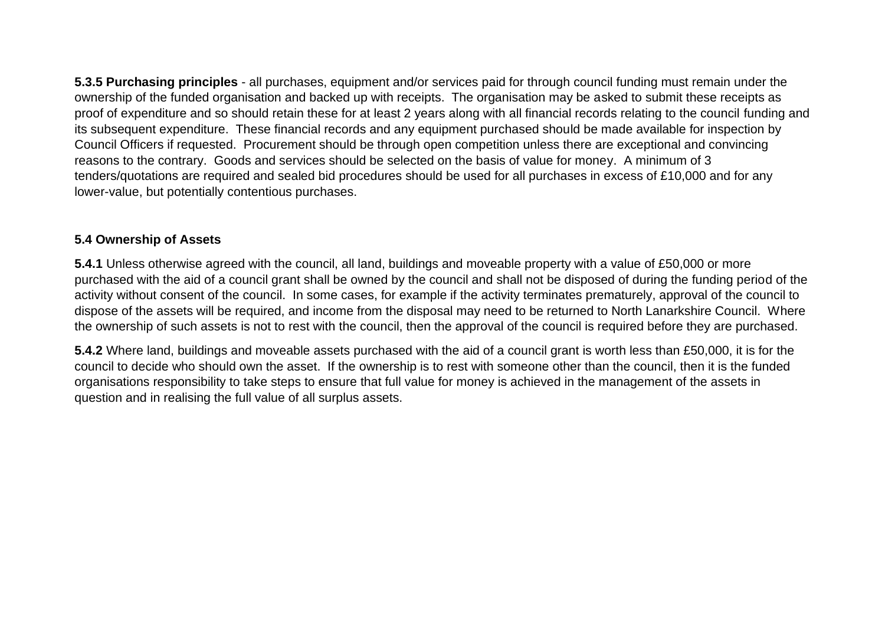**5.3.5 Purchasing principles** - all purchases, equipment and/or services paid for through council funding must remain under the ownership of the funded organisation and backed up with receipts. The organisation may be asked to submit these receipts as proof of expenditure and so should retain these for at least 2 years along with all financial records relating to the council funding and its subsequent expenditure. These financial records and any equipment purchased should be made available for inspection by Council Officers if requested. Procurement should be through open competition unless there are exceptional and convincing reasons to the contrary. Goods and services should be selected on the basis of value for money. A minimum of 3 tenders/quotations are required and sealed bid procedures should be used for all purchases in excess of £10,000 and for any lower-value, but potentially contentious purchases.

### 5.4 Ownership of Assets

**5.4.1** Unless otherwise agreed with the council, all land, buildings and moveable property with a value of £50,000 or more purchased with the aid of a council grant shall be owned by the council and shall not be disposed of during the funding period of the activity without consent of the council. In some cases, for example if the activity terminates prematurely, approval of the council to dispose of the assets will be required, and income from the disposal may need to be returned to North Lanarkshire Council. Where the ownership of such assets is not to rest with the council, then the approval of the council is required before they are purchased.

**5.4.2** Where land, buildings and moveable assets purchased with the aid of a council grant is worth less than £50,000, it is for the council to decide who should own the asset. If the ownership is to rest with someone other than the council, then it is the funded organisations responsibility to take steps to ensure that full value for money is achieved in the management of the assets in question and in realising the full value of all surplus assets.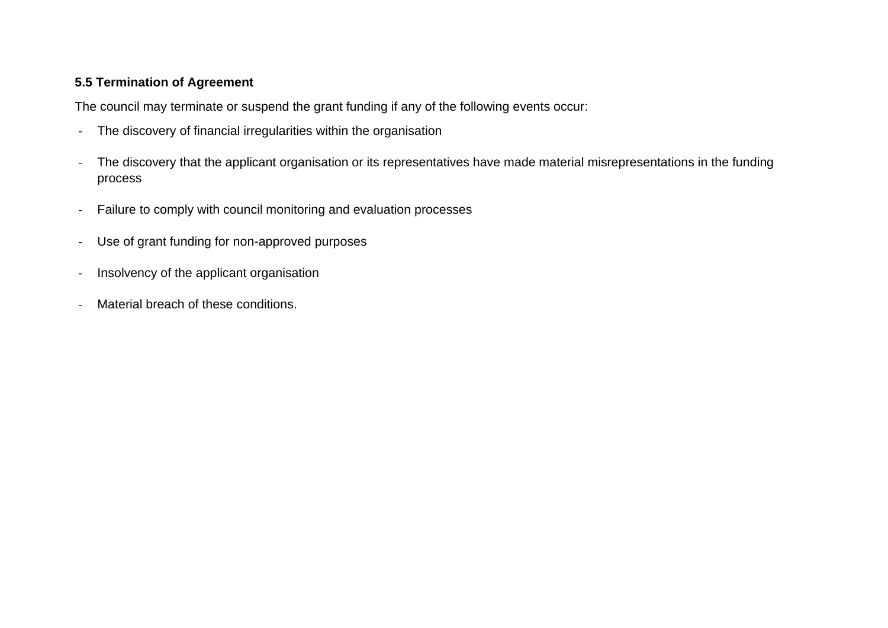**5.5 Termination of Agreement**

The council may terminate or suspend the grant funding if any of the following events occur:

- The discovery of financial irregularities within the organisation
- The discovery that the applicant organisation or its representatives have made material misrepresentations in the funding process
- Failure to comply with council monitoring and evaluation processes
- Use of grant funding for non-approved purposes
- Insolvency of the applicant organisation
- Material breach of these conditions.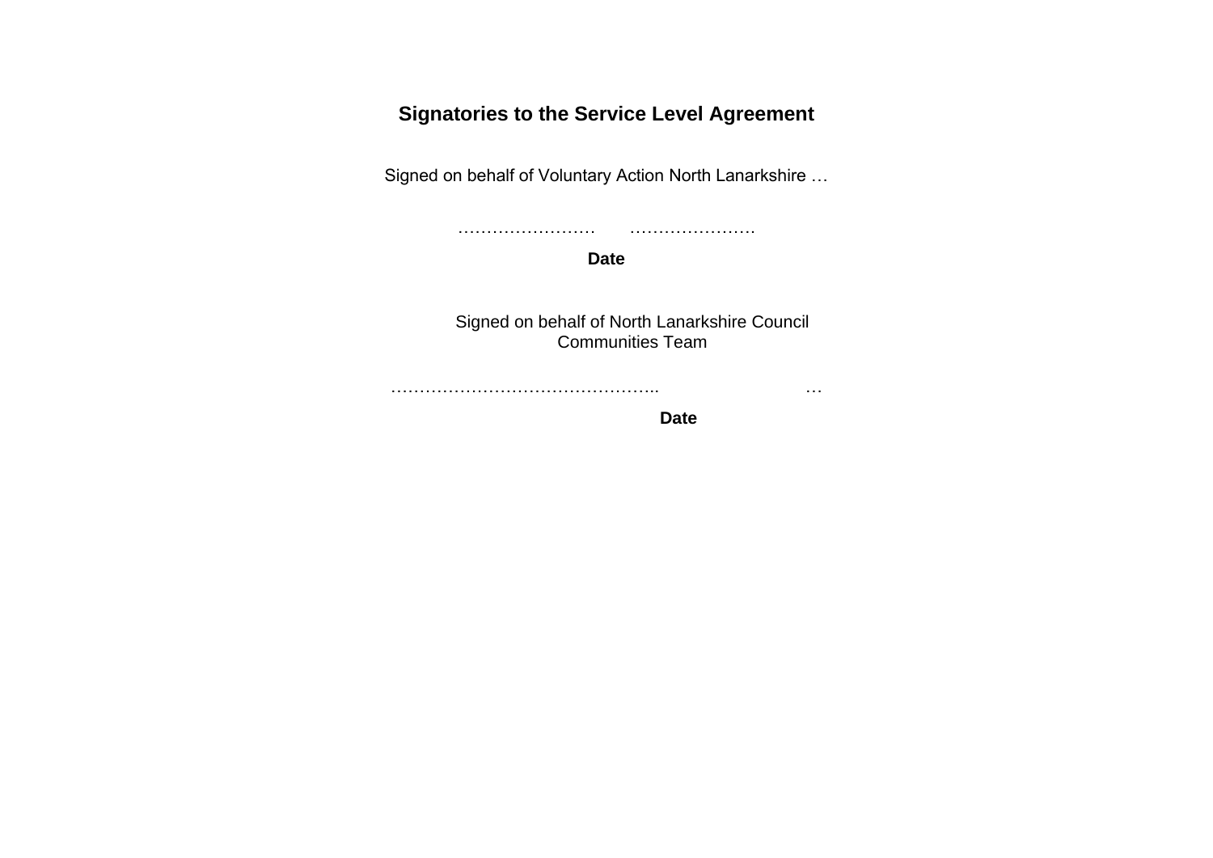## Signatories to the Service Level Agreement

Signed on behalf of Voluntary Action North Lanarkshire …

……………………  …………………

**Date**

Signed on behalf of North Lanarkshire Council Communities Team

………………………………………..  …

**Date**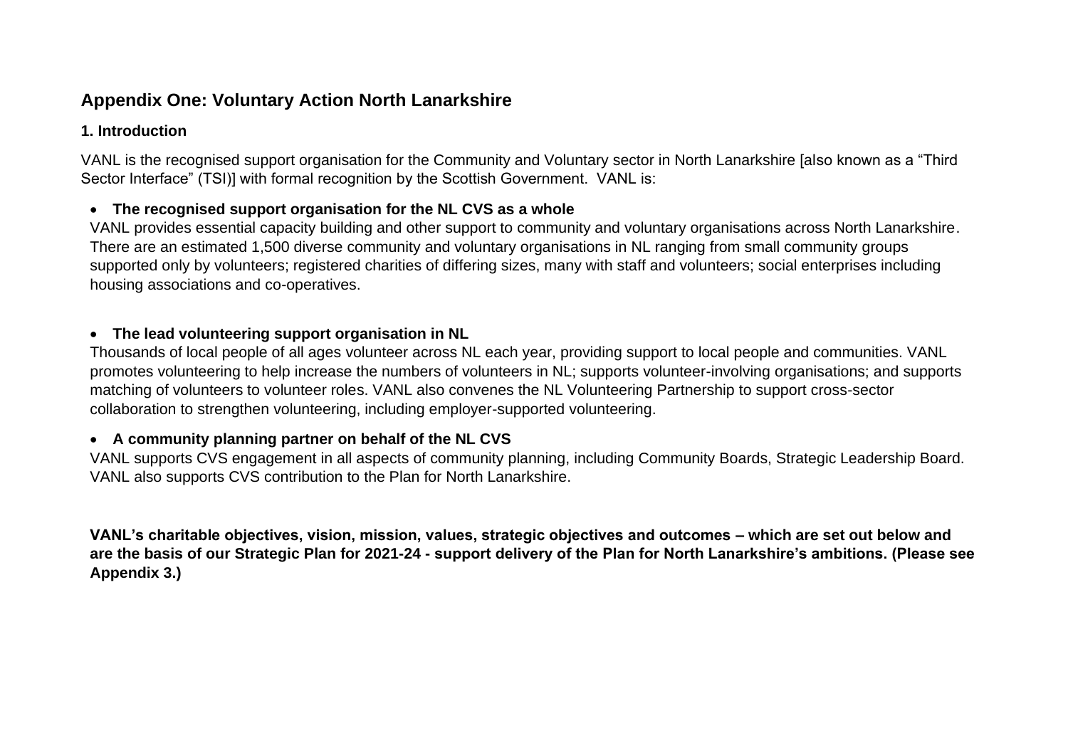## Appendix One: Voluntary Action North Lanarkshire

### 1. Introduction

VANL is the recognised support organisation for the Community and Voluntary sector in North Lanarkshire [also known as a "Third Sector Interface" (TSI)] with formal recognition by the Scottish Government. VANL is:

- **The recognised support organisation for the NL CVS as a whole**

  VANL provides essential capacity building and other support to community and voluntary organisations across North Lanarkshire. There are an estimated 1,500 diverse community and voluntary organisations in NL ranging from small community groups supported only by volunteers; registered charities of differing sizes, many with staff and volunteers; social enterprises including housing associations and co-operatives.

- **The lead volunteering support organisation in NL**

  Thousands of local people of all ages volunteer across NL each year, providing support to local people and communities. VANL promotes volunteering to help increase the numbers of volunteers in NL; supports volunteer-involving organisations; and supports matching of volunteers to volunteer roles. VANL also convenes the NL Volunteering Partnership to support cross-sector collaboration to strengthen volunteering, including employer-supported volunteering.

- **A community planning partner on behalf of the NL CVS**

  VANL supports CVS engagement in all aspects of community planning, including Community Boards, Strategic Leadership Board. VANL also supports CVS contribution to the Plan for North Lanarkshire.

**VANL's charitable objectives, vision, mission, values, strategic objectives and outcomes – which are set out below and are the basis of our Strategic Plan for 2021-24 - support delivery of the Plan for North Lanarkshire's ambitions. (Please see Appendix 3.)**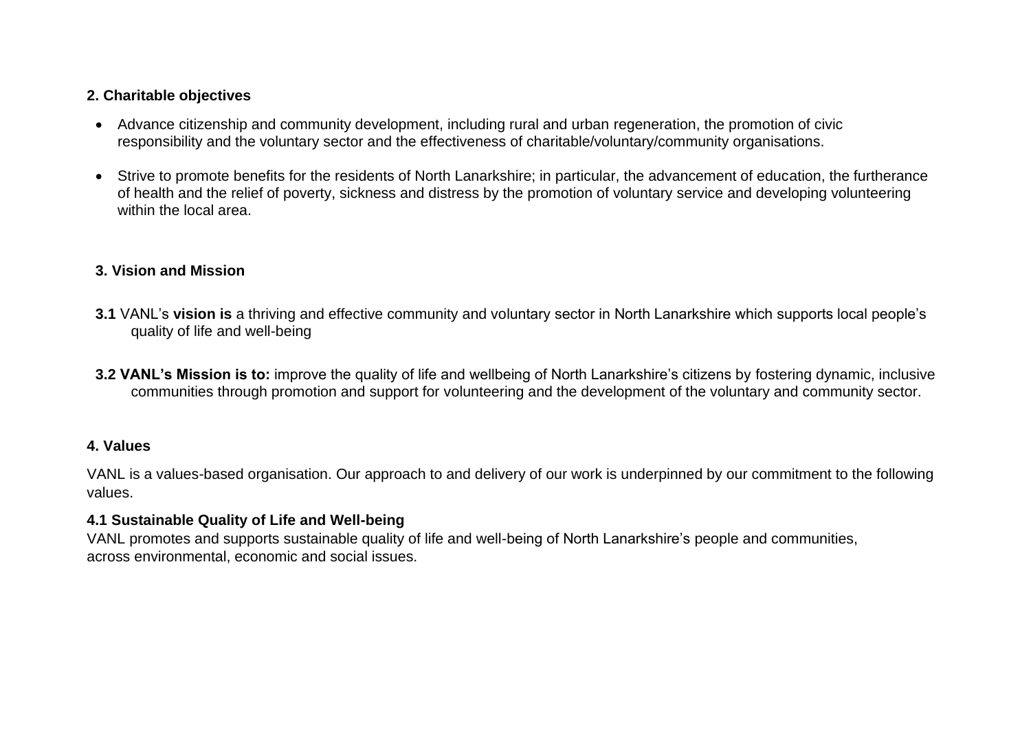## 2. Charitable objectives

- Advance citizenship and community development, including rural and urban regeneration, the promotion of civic responsibility and the voluntary sector and the effectiveness of charitable/voluntary/community organisations.
- Strive to promote benefits for the residents of North Lanarkshire; in particular, the advancement of education, the furtherance of health and the relief of poverty, sickness and distress by the promotion of voluntary service and developing volunteering within the local area.

## 3. Vision and Mission

**3.1** VANL's **vision is** a thriving and effective community and voluntary sector in North Lanarkshire which supports local people's quality of life and well-being

**3.2 VANL's Mission is to:** improve the quality of life and wellbeing of North Lanarkshire's citizens by fostering dynamic, inclusive communities through promotion and support for volunteering and the development of the voluntary and community sector.

## 4. Values

VANL is a values-based organisation. Our approach to and delivery of our work is underpinned by our commitment to the following values.

### 4.1 Sustainable Quality of Life and Well-being

VANL promotes and supports sustainable quality of life and well-being of North Lanarkshire's people and communities, across environmental, economic and social issues.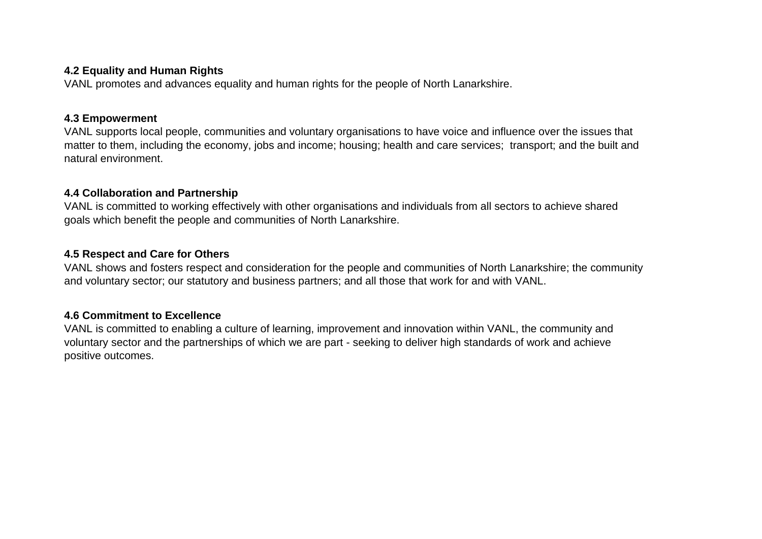**4.2 Equality and Human Rights**
VANL promotes and advances equality and human rights for the people of North Lanarkshire.

**4.3 Empowerment**
VANL supports local people, communities and voluntary organisations to have voice and influence over the issues that matter to them, including the economy, jobs and income; housing; health and care services; transport; and the built and natural environment.

**4.4 Collaboration and Partnership**
VANL is committed to working effectively with other organisations and individuals from all sectors to achieve shared goals which benefit the people and communities of North Lanarkshire.

**4.5 Respect and Care for Others**
VANL shows and fosters respect and consideration for the people and communities of North Lanarkshire; the community and voluntary sector; our statutory and business partners; and all those that work for and with VANL.

**4.6 Commitment to Excellence**
VANL is committed to enabling a culture of learning, improvement and innovation within VANL, the community and voluntary sector and the partnerships of which we are part - seeking to deliver high standards of work and achieve positive outcomes.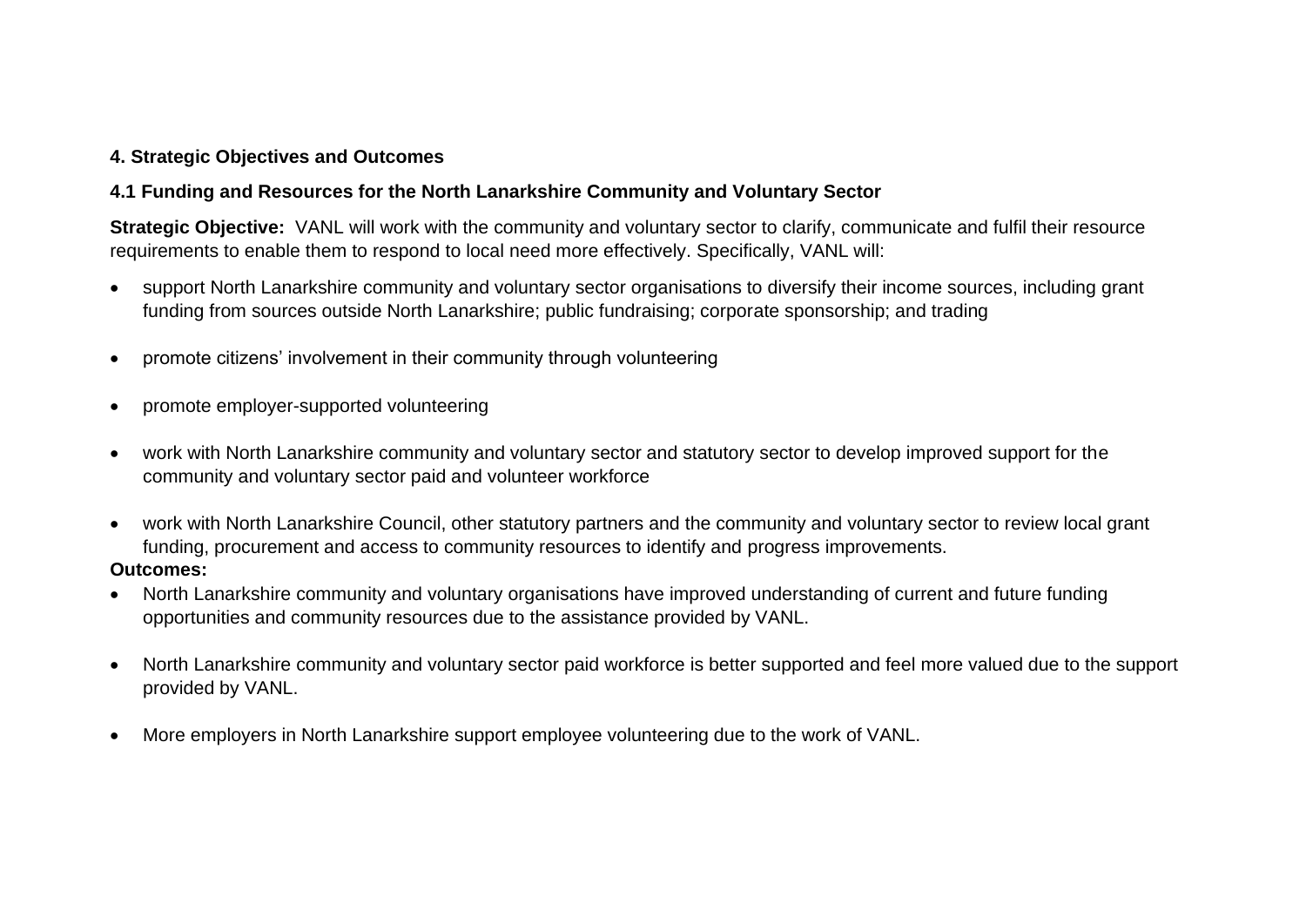## 4. Strategic Objectives and Outcomes

### 4.1 Funding and Resources for the North Lanarkshire Community and Voluntary Sector

**Strategic Objective:** VANL will work with the community and voluntary sector to clarify, communicate and fulfil their resource requirements to enable them to respond to local need more effectively. Specifically, VANL will:

- support North Lanarkshire community and voluntary sector organisations to diversify their income sources, including grant funding from sources outside North Lanarkshire; public fundraising; corporate sponsorship; and trading
- promote citizens' involvement in their community through volunteering
- promote employer-supported volunteering
- work with North Lanarkshire community and voluntary sector and statutory sector to develop improved support for the community and voluntary sector paid and volunteer workforce
- work with North Lanarkshire Council, other statutory partners and the community and voluntary sector to review local grant funding, procurement and access to community resources to identify and progress improvements.

**Outcomes:**

- North Lanarkshire community and voluntary organisations have improved understanding of current and future funding opportunities and community resources due to the assistance provided by VANL.
- North Lanarkshire community and voluntary sector paid workforce is better supported and feel more valued due to the support provided by VANL.
- More employers in North Lanarkshire support employee volunteering due to the work of VANL.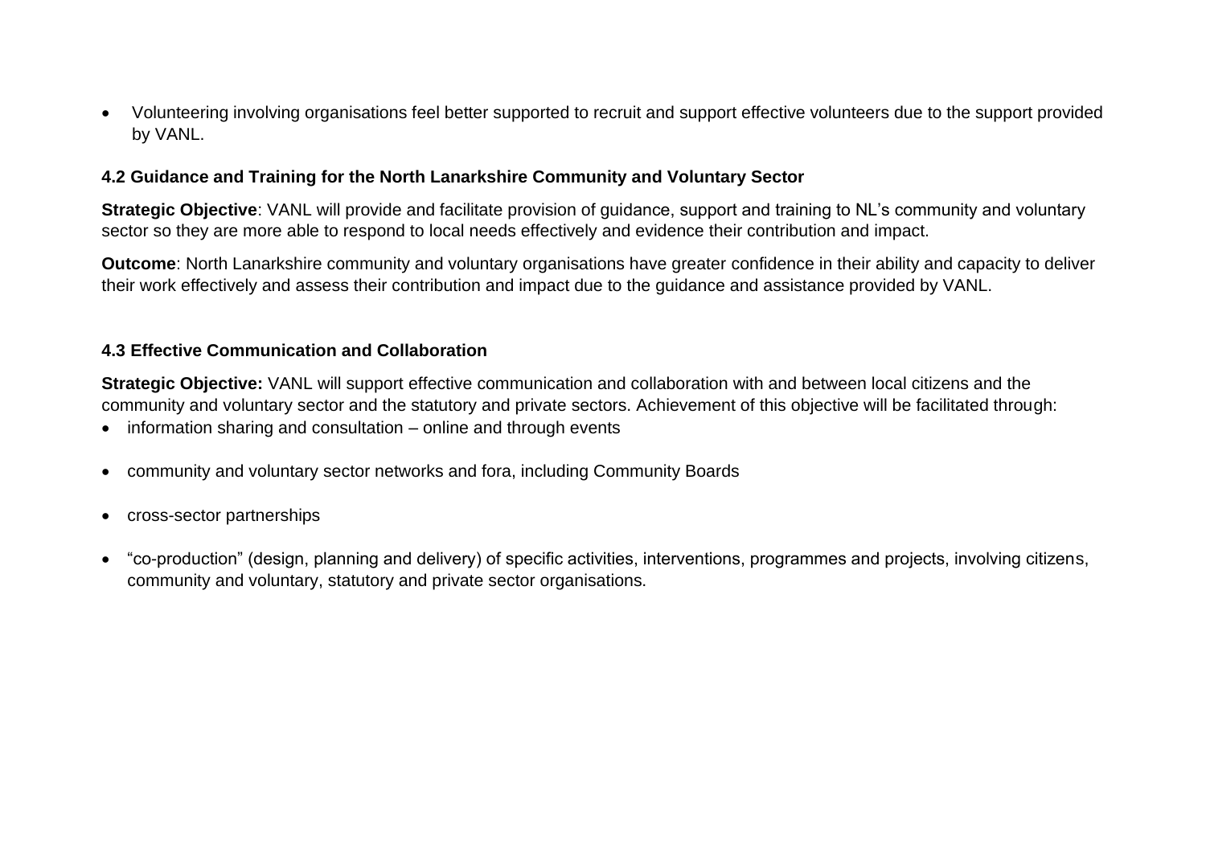- Volunteering involving organisations feel better supported to recruit and support effective volunteers due to the support provided by VANL.

### 4.2 Guidance and Training for the North Lanarkshire Community and Voluntary Sector

**Strategic Objective**: VANL will provide and facilitate provision of guidance, support and training to NL's community and voluntary sector so they are more able to respond to local needs effectively and evidence their contribution and impact.

**Outcome**: North Lanarkshire community and voluntary organisations have greater confidence in their ability and capacity to deliver their work effectively and assess their contribution and impact due to the guidance and assistance provided by VANL.

### 4.3 Effective Communication and Collaboration

**Strategic Objective:** VANL will support effective communication and collaboration with and between local citizens and the community and voluntary sector and the statutory and private sectors. Achievement of this objective will be facilitated through:

- information sharing and consultation – online and through events
- community and voluntary sector networks and fora, including Community Boards
- cross-sector partnerships
- "co-production" (design, planning and delivery) of specific activities, interventions, programmes and projects, involving citizens, community and voluntary, statutory and private sector organisations.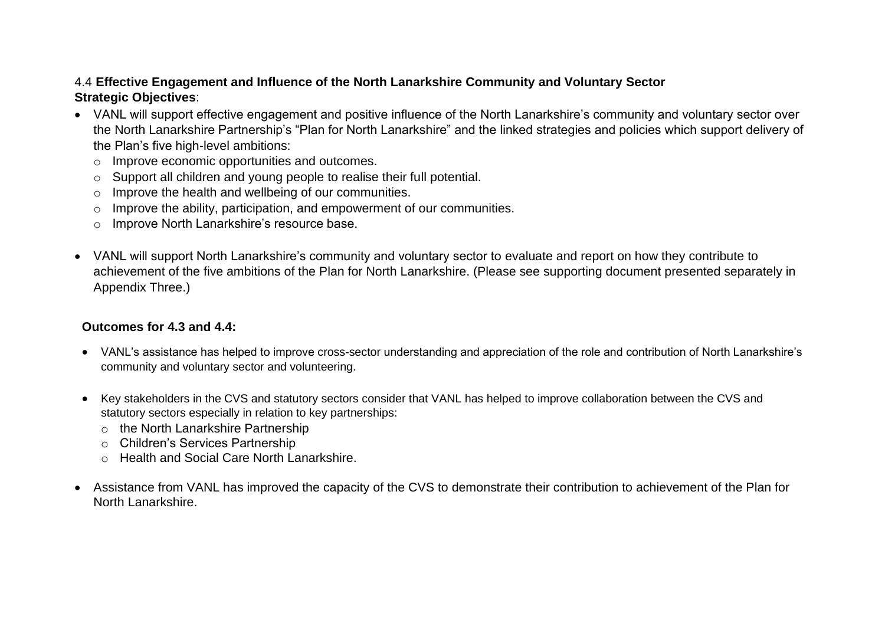### 4.4 **Effective Engagement and Influence of the North Lanarkshire Community and Voluntary Sector**

**Strategic Objectives**:

- VANL will support effective engagement and positive influence of the North Lanarkshire's community and voluntary sector over the North Lanarkshire Partnership's "Plan for North Lanarkshire" and the linked strategies and policies which support delivery of the Plan's five high-level ambitions:
  - Improve economic opportunities and outcomes.
  - Support all children and young people to realise their full potential.
  - Improve the health and wellbeing of our communities.
  - Improve the ability, participation, and empowerment of our communities.
  - Improve North Lanarkshire's resource base.

- VANL will support North Lanarkshire's community and voluntary sector to evaluate and report on how they contribute to achievement of the five ambitions of the Plan for North Lanarkshire. (Please see supporting document presented separately in Appendix Three.)

**Outcomes for 4.3 and 4.4:**

- VANL's assistance has helped to improve cross-sector understanding and appreciation of the role and contribution of North Lanarkshire's community and voluntary sector and volunteering.

- Key stakeholders in the CVS and statutory sectors consider that VANL has helped to improve collaboration between the CVS and statutory sectors especially in relation to key partnerships:
  - the North Lanarkshire Partnership
  - Children's Services Partnership
  - Health and Social Care North Lanarkshire.

- Assistance from VANL has improved the capacity of the CVS to demonstrate their contribution to achievement of the Plan for North Lanarkshire.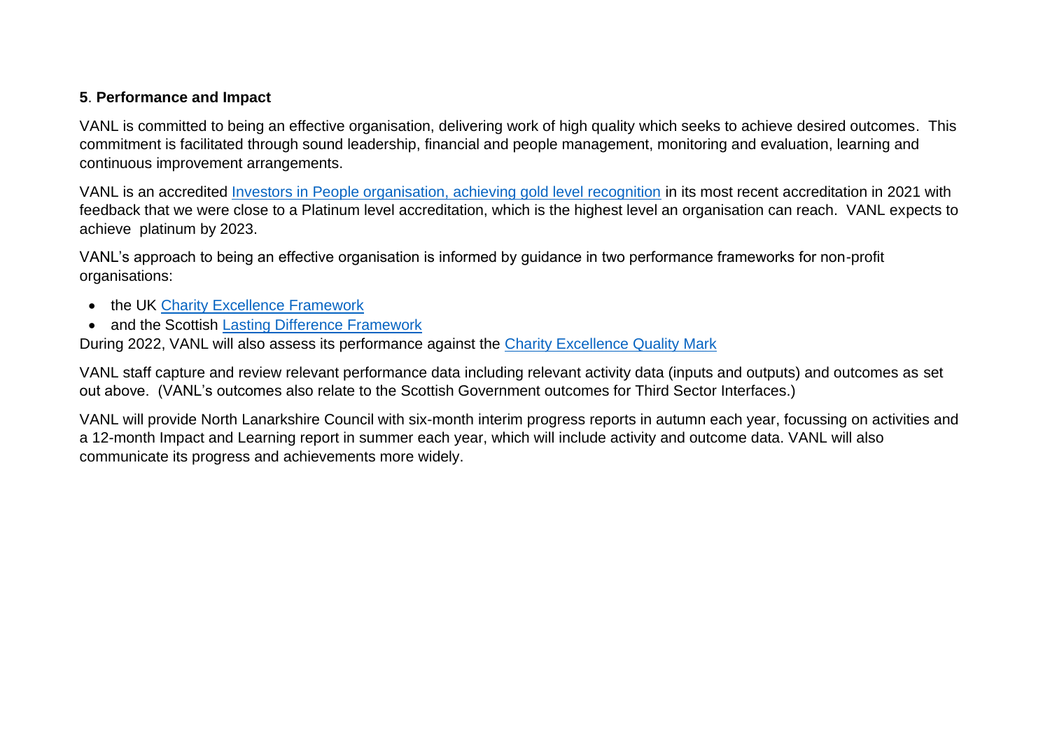**5**. **Performance and Impact**

VANL is committed to being an effective organisation, delivering work of high quality which seeks to achieve desired outcomes. This commitment is facilitated through sound leadership, financial and people management, monitoring and evaluation, learning and continuous improvement arrangements.

VANL is an accredited Investors in People organisation, achieving gold level recognition in its most recent accreditation in 2021 with feedback that we were close to a Platinum level accreditation, which is the highest level an organisation can reach. VANL expects to achieve platinum by 2023.

VANL's approach to being an effective organisation is informed by guidance in two performance frameworks for non-profit organisations:

- the UK Charity Excellence Framework
- and the Scottish Lasting Difference Framework

During 2022, VANL will also assess its performance against the Charity Excellence Quality Mark

VANL staff capture and review relevant performance data including relevant activity data (inputs and outputs) and outcomes as set out above. (VANL's outcomes also relate to the Scottish Government outcomes for Third Sector Interfaces.)

VANL will provide North Lanarkshire Council with six-month interim progress reports in autumn each year, focussing on activities and a 12-month Impact and Learning report in summer each year, which will include activity and outcome data. VANL will also communicate its progress and achievements more widely.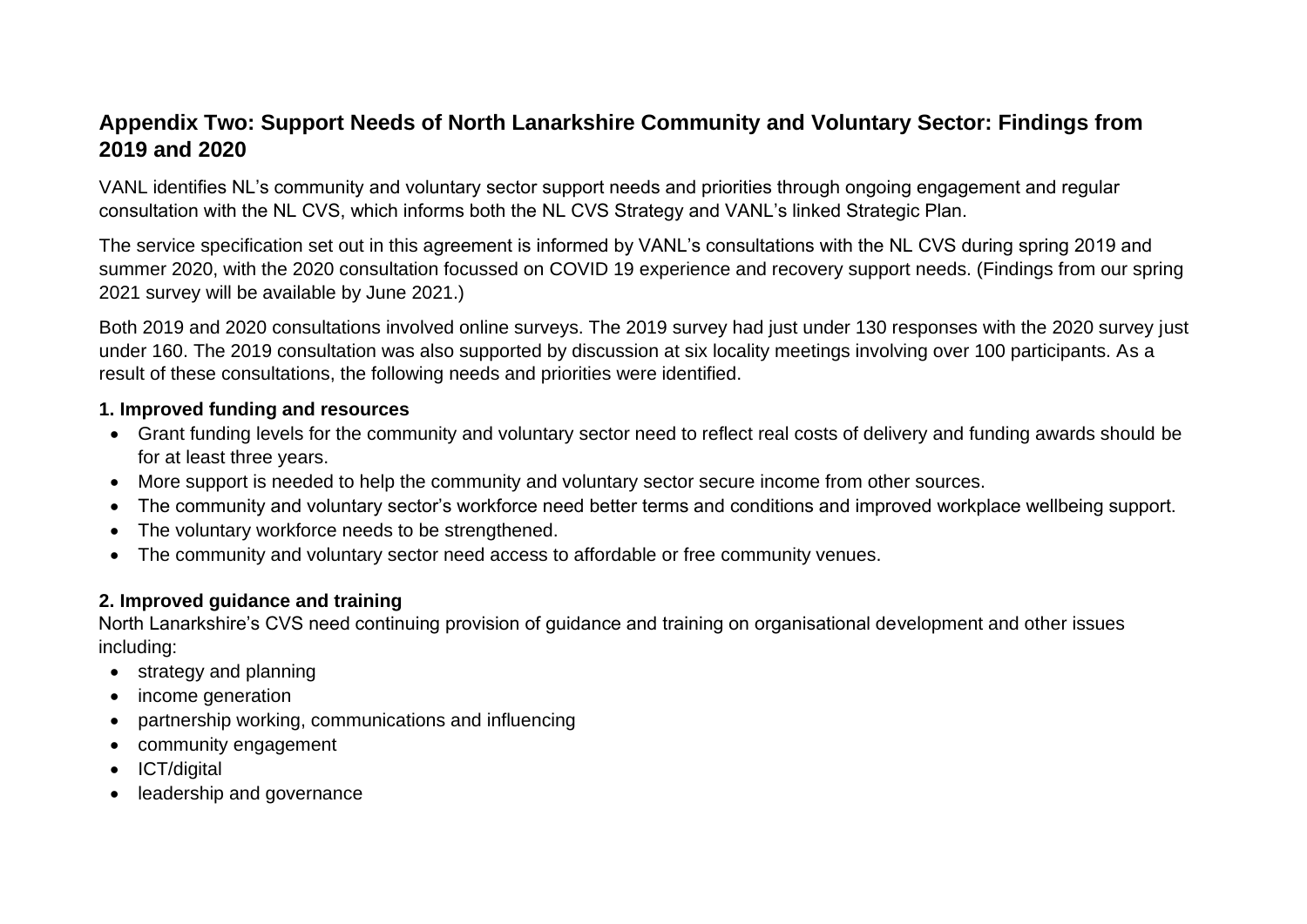## Appendix Two: Support Needs of North Lanarkshire Community and Voluntary Sector: Findings from 2019 and 2020

VANL identifies NL's community and voluntary sector support needs and priorities through ongoing engagement and regular consultation with the NL CVS, which informs both the NL CVS Strategy and VANL's linked Strategic Plan.

The service specification set out in this agreement is informed by VANL's consultations with the NL CVS during spring 2019 and summer 2020, with the 2020 consultation focussed on COVID 19 experience and recovery support needs. (Findings from our spring 2021 survey will be available by June 2021.)

Both 2019 and 2020 consultations involved online surveys. The 2019 survey had just under 130 responses with the 2020 survey just under 160. The 2019 consultation was also supported by discussion at six locality meetings involving over 100 participants. As a result of these consultations, the following needs and priorities were identified.

**1. Improved funding and resources**

- Grant funding levels for the community and voluntary sector need to reflect real costs of delivery and funding awards should be for at least three years.
- More support is needed to help the community and voluntary sector secure income from other sources.
- The community and voluntary sector's workforce need better terms and conditions and improved workplace wellbeing support.
- The voluntary workforce needs to be strengthened.
- The community and voluntary sector need access to affordable or free community venues.

**2. Improved guidance and training**

North Lanarkshire's CVS need continuing provision of guidance and training on organisational development and other issues including:

- strategy and planning
- income generation
- partnership working, communications and influencing
- community engagement
- ICT/digital
- leadership and governance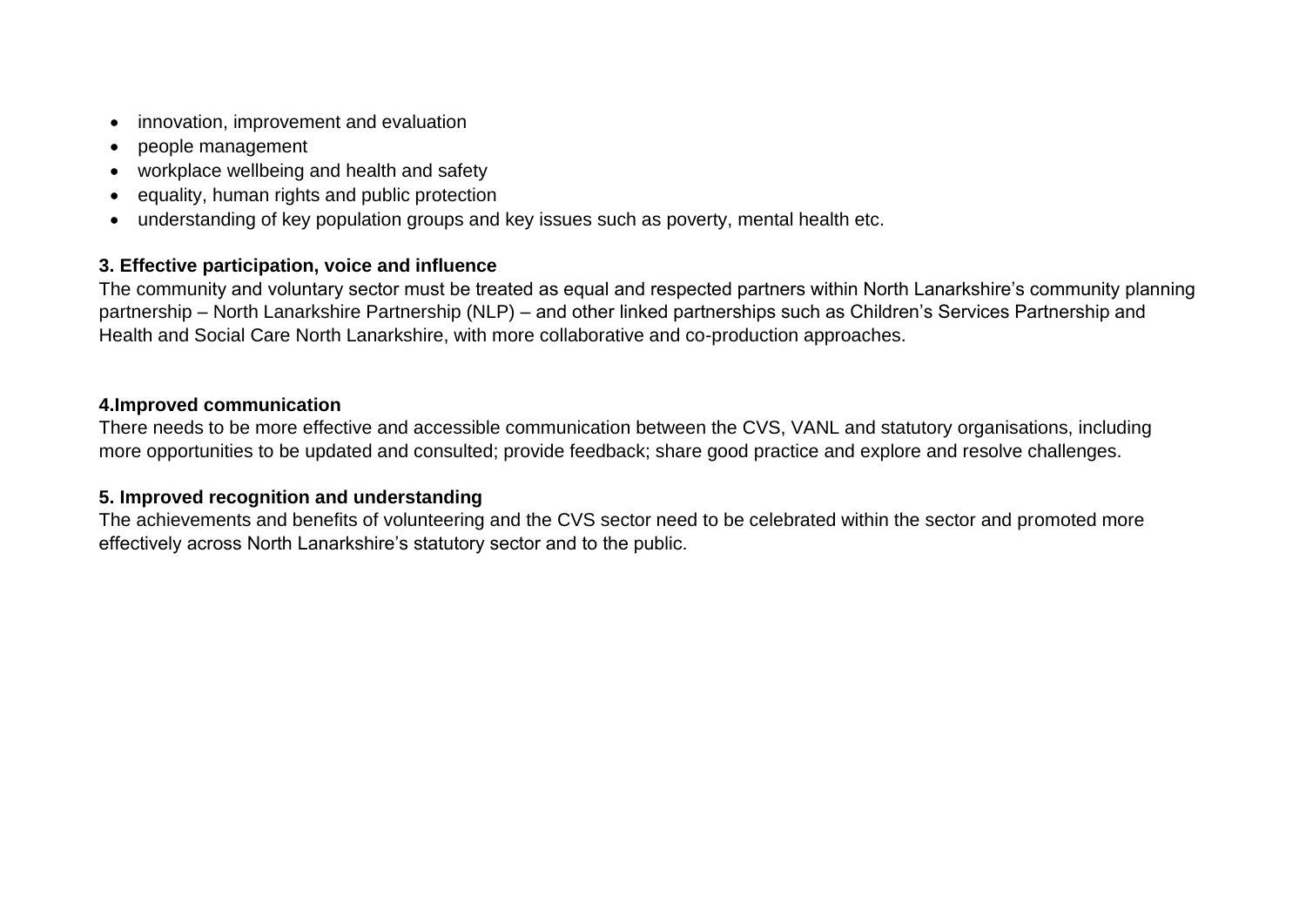- innovation, improvement and evaluation
- people management
- workplace wellbeing and health and safety
- equality, human rights and public protection
- understanding of key population groups and key issues such as poverty, mental health etc.

**3. Effective participation, voice and influence**

The community and voluntary sector must be treated as equal and respected partners within North Lanarkshire's community planning partnership – North Lanarkshire Partnership (NLP) – and other linked partnerships such as Children's Services Partnership and Health and Social Care North Lanarkshire, with more collaborative and co-production approaches.

**4.Improved communication**

There needs to be more effective and accessible communication between the CVS, VANL and statutory organisations, including more opportunities to be updated and consulted; provide feedback; share good practice and explore and resolve challenges.

**5. Improved recognition and understanding**

The achievements and benefits of volunteering and the CVS sector need to be celebrated within the sector and promoted more effectively across North Lanarkshire's statutory sector and to the public.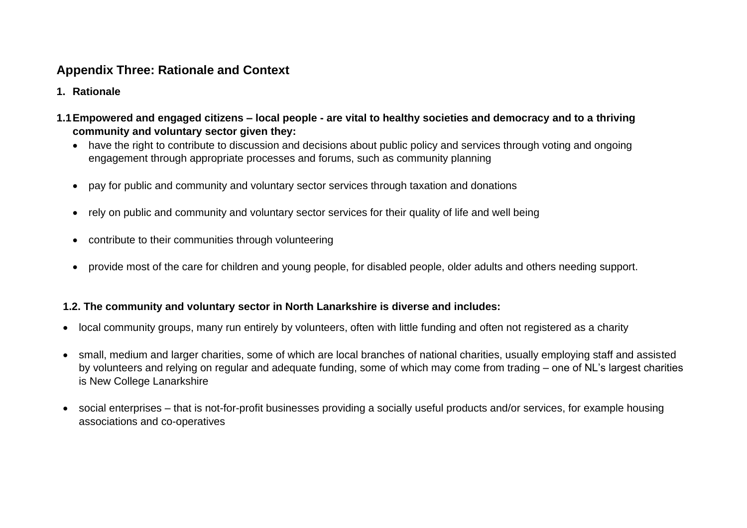## Appendix Three: Rationale and Context

### 1. Rationale

**1.1 Empowered and engaged citizens – local people - are vital to healthy societies and democracy and to a thriving community and voluntary sector given they:**

- have the right to contribute to discussion and decisions about public policy and services through voting and ongoing engagement through appropriate processes and forums, such as community planning
- pay for public and community and voluntary sector services through taxation and donations
- rely on public and community and voluntary sector services for their quality of life and well being
- contribute to their communities through volunteering
- provide most of the care for children and young people, for disabled people, older adults and others needing support.

**1.2. The community and voluntary sector in North Lanarkshire is diverse and includes:**

- local community groups, many run entirely by volunteers, often with little funding and often not registered as a charity
- small, medium and larger charities, some of which are local branches of national charities, usually employing staff and assisted by volunteers and relying on regular and adequate funding, some of which may come from trading – one of NL's largest charities is New College Lanarkshire
- social enterprises – that is not-for-profit businesses providing a socially useful products and/or services, for example housing associations and co-operatives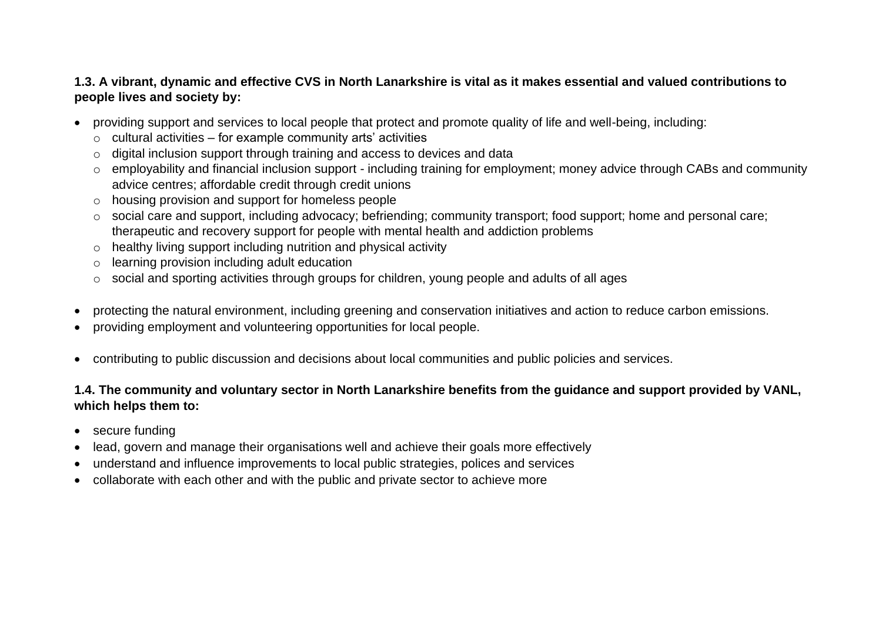**1.3. A vibrant, dynamic and effective CVS in North Lanarkshire is vital as it makes essential and valued contributions to people lives and society by:**

- providing support and services to local people that protect and promote quality of life and well-being, including:
  - cultural activities – for example community arts' activities
  - digital inclusion support through training and access to devices and data
  - employability and financial inclusion support - including training for employment; money advice through CABs and community advice centres; affordable credit through credit unions
  - housing provision and support for homeless people
  - social care and support, including advocacy; befriending; community transport; food support; home and personal care; therapeutic and recovery support for people with mental health and addiction problems
  - healthy living support including nutrition and physical activity
  - learning provision including adult education
  - social and sporting activities through groups for children, young people and adults of all ages
- protecting the natural environment, including greening and conservation initiatives and action to reduce carbon emissions.
- providing employment and volunteering opportunities for local people.
- contributing to public discussion and decisions about local communities and public policies and services.

**1.4. The community and voluntary sector in North Lanarkshire benefits from the guidance and support provided by VANL, which helps them to:**

- secure funding
- lead, govern and manage their organisations well and achieve their goals more effectively
- understand and influence improvements to local public strategies, polices and services
- collaborate with each other and with the public and private sector to achieve more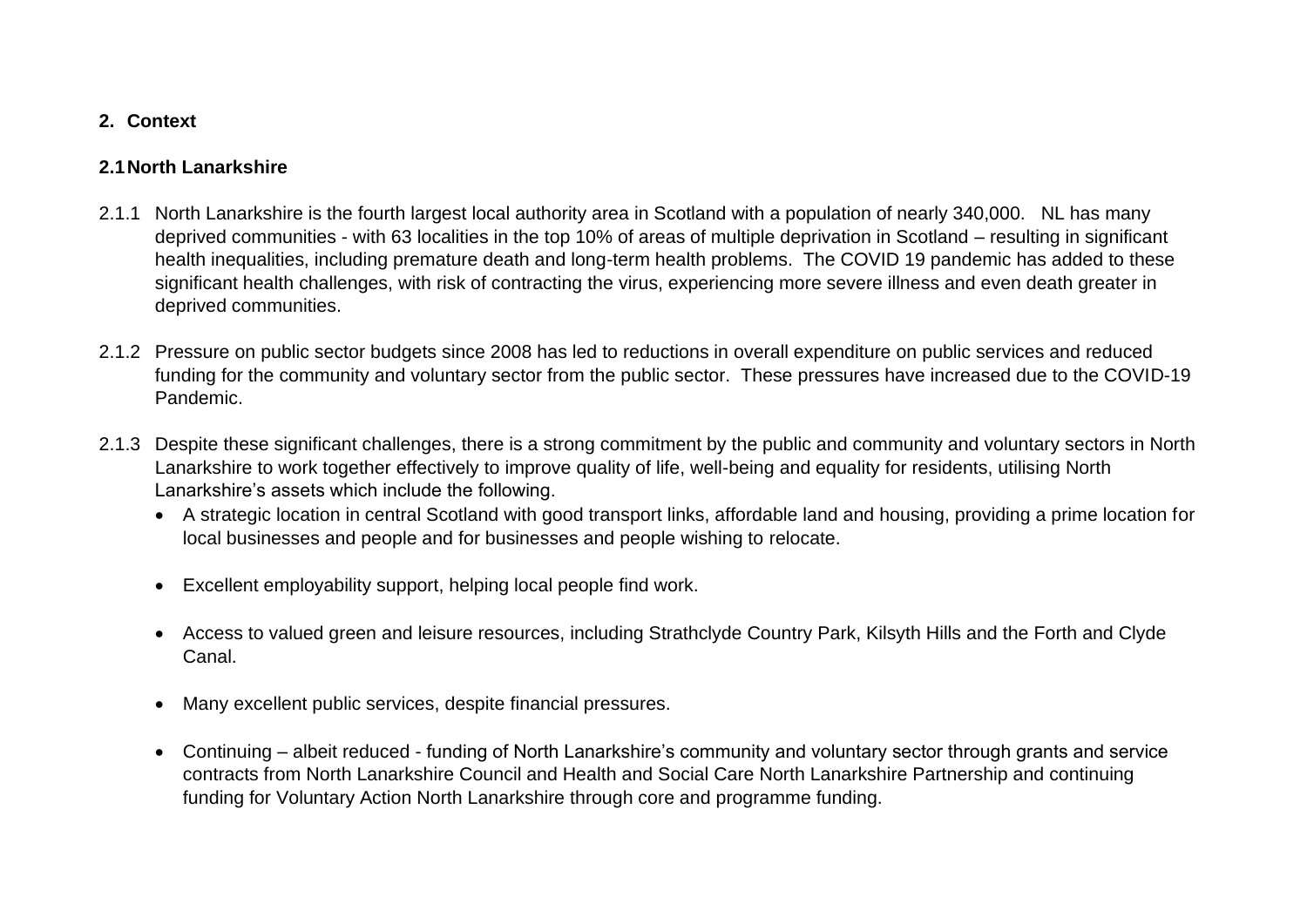## 2. Context

### 2.1 North Lanarkshire

2.1.1 North Lanarkshire is the fourth largest local authority area in Scotland with a population of nearly 340,000. NL has many deprived communities - with 63 localities in the top 10% of areas of multiple deprivation in Scotland – resulting in significant health inequalities, including premature death and long-term health problems. The COVID 19 pandemic has added to these significant health challenges, with risk of contracting the virus, experiencing more severe illness and even death greater in deprived communities.

2.1.2 Pressure on public sector budgets since 2008 has led to reductions in overall expenditure on public services and reduced funding for the community and voluntary sector from the public sector. These pressures have increased due to the COVID-19 Pandemic.

2.1.3 Despite these significant challenges, there is a strong commitment by the public and community and voluntary sectors in North Lanarkshire to work together effectively to improve quality of life, well-being and equality for residents, utilising North Lanarkshire's assets which include the following.

- A strategic location in central Scotland with good transport links, affordable land and housing, providing a prime location for local businesses and people and for businesses and people wishing to relocate.
- Excellent employability support, helping local people find work.
- Access to valued green and leisure resources, including Strathclyde Country Park, Kilsyth Hills and the Forth and Clyde Canal.
- Many excellent public services, despite financial pressures.
- Continuing – albeit reduced - funding of North Lanarkshire's community and voluntary sector through grants and service contracts from North Lanarkshire Council and Health and Social Care North Lanarkshire Partnership and continuing funding for Voluntary Action North Lanarkshire through core and programme funding.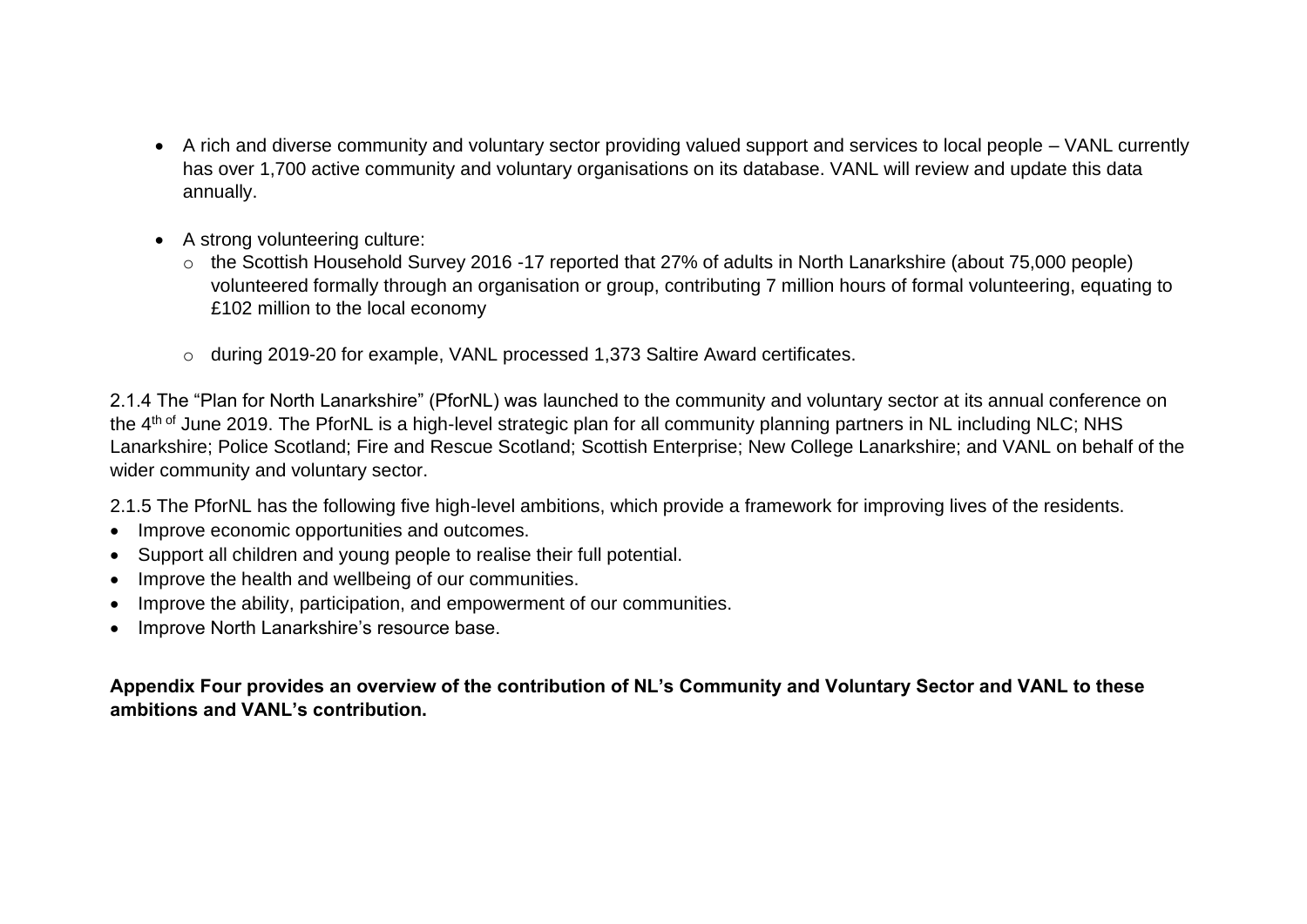- A rich and diverse community and voluntary sector providing valued support and services to local people – VANL currently has over 1,700 active community and voluntary organisations on its database. VANL will review and update this data annually.

- A strong volunteering culture:
  - the Scottish Household Survey 2016 -17 reported that 27% of adults in North Lanarkshire (about 75,000 people) volunteered formally through an organisation or group, contributing 7 million hours of formal volunteering, equating to £102 million to the local economy

  - during 2019-20 for example, VANL processed 1,373 Saltire Award certificates.

2.1.4 The "Plan for North Lanarkshire" (PforNL) was launched to the community and voluntary sector at its annual conference on the 4th of June 2019. The PforNL is a high-level strategic plan for all community planning partners in NL including NLC; NHS Lanarkshire; Police Scotland; Fire and Rescue Scotland; Scottish Enterprise; New College Lanarkshire; and VANL on behalf of the wider community and voluntary sector.

2.1.5 The PforNL has the following five high-level ambitions, which provide a framework for improving lives of the residents.

- Improve economic opportunities and outcomes.
- Support all children and young people to realise their full potential.
- Improve the health and wellbeing of our communities.
- Improve the ability, participation, and empowerment of our communities.
- Improve North Lanarkshire's resource base.

**Appendix Four provides an overview of the contribution of NL's Community and Voluntary Sector and VANL to these ambitions and VANL's contribution.**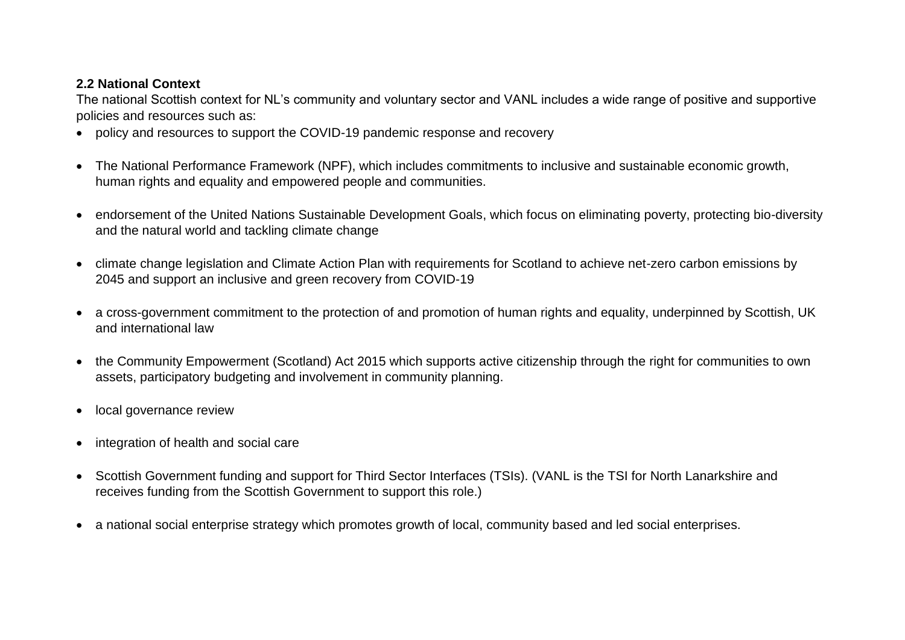**2.2 National Context**

The national Scottish context for NL's community and voluntary sector and VANL includes a wide range of positive and supportive policies and resources such as:

- policy and resources to support the COVID-19 pandemic response and recovery
- The National Performance Framework (NPF), which includes commitments to inclusive and sustainable economic growth, human rights and equality and empowered people and communities.
- endorsement of the United Nations Sustainable Development Goals, which focus on eliminating poverty, protecting bio-diversity and the natural world and tackling climate change
- climate change legislation and Climate Action Plan with requirements for Scotland to achieve net-zero carbon emissions by 2045 and support an inclusive and green recovery from COVID-19
- a cross-government commitment to the protection of and promotion of human rights and equality, underpinned by Scottish, UK and international law
- the Community Empowerment (Scotland) Act 2015 which supports active citizenship through the right for communities to own assets, participatory budgeting and involvement in community planning.
- local governance review
- integration of health and social care
- Scottish Government funding and support for Third Sector Interfaces (TSIs). (VANL is the TSI for North Lanarkshire and receives funding from the Scottish Government to support this role.)
- a national social enterprise strategy which promotes growth of local, community based and led social enterprises.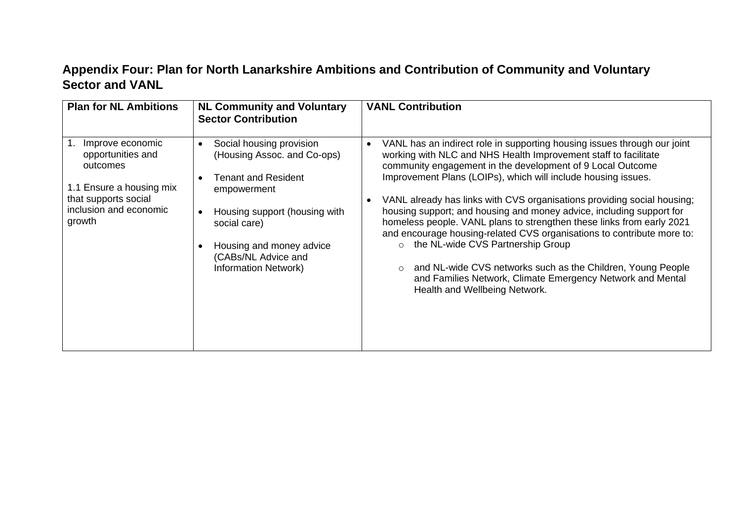## Appendix Four: Plan for North Lanarkshire Ambitions and Contribution of Community and Voluntary Sector and VANL

| Plan for NL Ambitions | NL Community and Voluntary Sector Contribution | VANL Contribution |
|---|---|---|
| 1. Improve economic opportunities and outcomes<br><br>1.1 Ensure a housing mix that supports social inclusion and economic growth | • Social housing provision (Housing Assoc. and Co-ops)<br><br>• Tenant and Resident empowerment<br><br>• Housing support (housing with social care)<br><br>• Housing and money advice (CABs/NL Advice and Information Network) | • VANL has an indirect role in supporting housing issues through our joint working with NLC and NHS Health Improvement staff to facilitate community engagement in the development of 9 Local Outcome Improvement Plans (LOIPs), which will include housing issues.<br><br>• VANL already has links with CVS organisations providing social housing; housing support; and housing and money advice, including support for homeless people. VANL plans to strengthen these links from early 2021 and encourage housing-related CVS organisations to contribute more to:<br>  ○ the NL-wide CVS Partnership Group<br>  ○ and NL-wide CVS networks such as the Children, Young People and Families Network, Climate Emergency Network and Mental Health and Wellbeing Network. |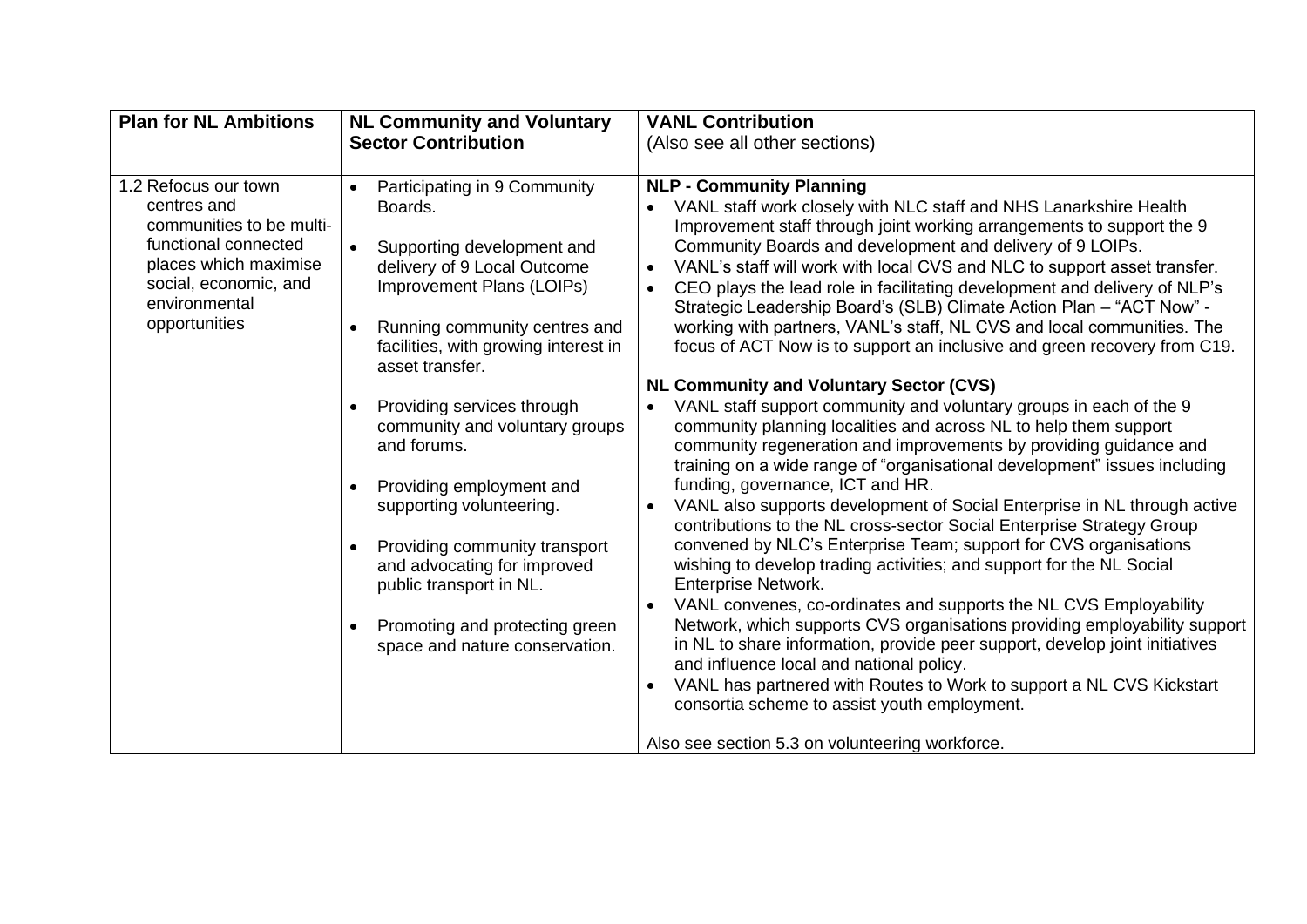| Plan for NL Ambitions | NL Community and Voluntary Sector Contribution | VANL Contribution<br>(Also see all other sections) |
|---|---|---|
| 1.2 Refocus our town centres and communities to be multi-functional connected places which maximise social, economic, and environmental opportunities | • Participating in 9 Community Boards.<br><br>• Supporting development and delivery of 9 Local Outcome Improvement Plans (LOIPs)<br><br>• Running community centres and facilities, with growing interest in asset transfer.<br><br>• Providing services through community and voluntary groups and forums.<br><br>• Providing employment and supporting volunteering.<br><br>• Providing community transport and advocating for improved public transport in NL.<br><br>• Promoting and protecting green space and nature conservation. | **NLP - Community Planning**<br>• VANL staff work closely with NLC staff and NHS Lanarkshire Health Improvement staff through joint working arrangements to support the 9 Community Boards and development and delivery of 9 LOIPs.<br>• VANL's staff will work with local CVS and NLC to support asset transfer.<br>• CEO plays the lead role in facilitating development and delivery of NLP's Strategic Leadership Board's (SLB) Climate Action Plan – "ACT Now" - working with partners, VANL's staff, NL CVS and local communities. The focus of ACT Now is to support an inclusive and green recovery from C19.<br><br>**NL Community and Voluntary Sector (CVS)**<br>• VANL staff support community and voluntary groups in each of the 9 community planning localities and across NL to help them support community regeneration and improvements by providing guidance and training on a wide range of "organisational development" issues including funding, governance, ICT and HR.<br>• VANL also supports development of Social Enterprise in NL through active contributions to the NL cross-sector Social Enterprise Strategy Group convened by NLC's Enterprise Team; support for CVS organisations wishing to develop trading activities; and support for the NL Social Enterprise Network.<br>• VANL convenes, co-ordinates and supports the NL CVS Employability Network, which supports CVS organisations providing employability support in NL to share information, provide peer support, develop joint initiatives and influence local and national policy.<br>• VANL has partnered with Routes to Work to support a NL CVS Kickstart consortia scheme to assist youth employment.<br><br>Also see section 5.3 on volunteering workforce. |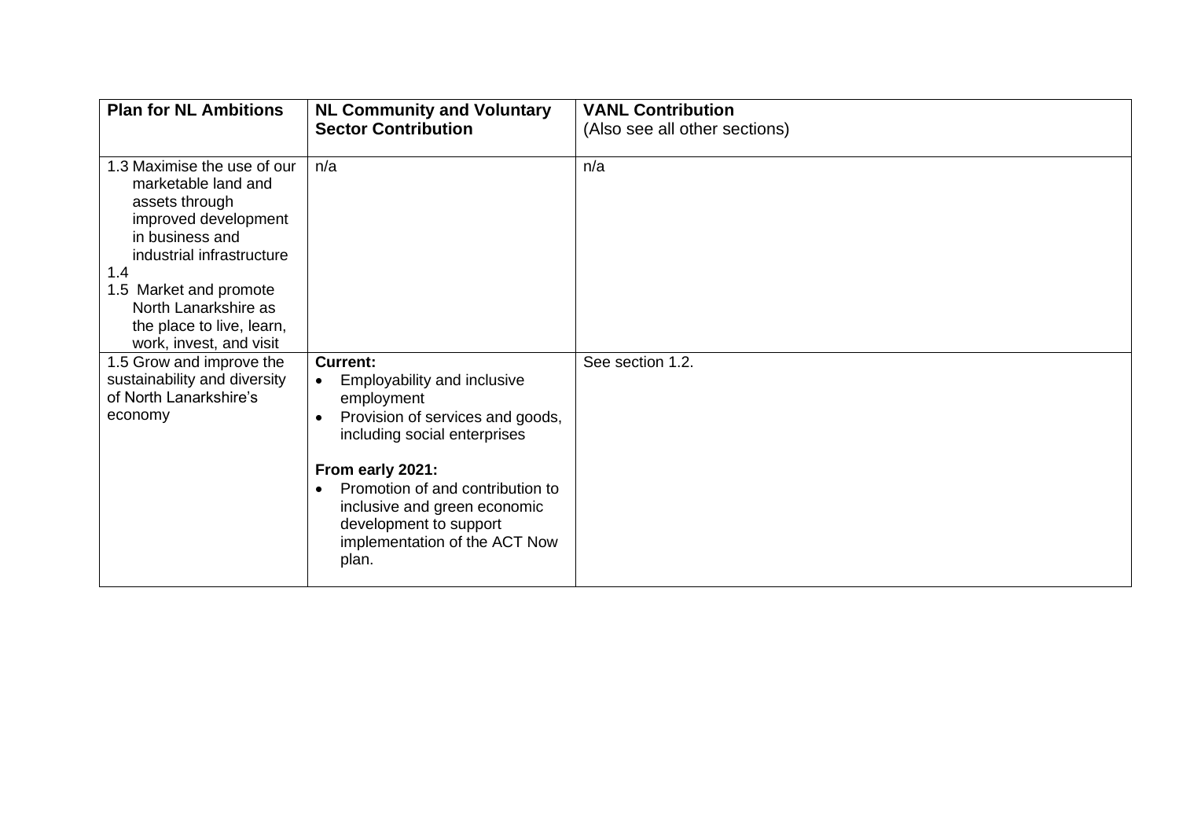| Plan for NL Ambitions | NL Community and Voluntary Sector Contribution | VANL Contribution (Also see all other sections) |
|---|---|---|
| 1.3 Maximise the use of our marketable land and assets through improved development in business and industrial infrastructure<br>1.4<br>1.5 Market and promote North Lanarkshire as the place to live, learn, work, invest, and visit | n/a | n/a |
| 1.5 Grow and improve the sustainability and diversity of North Lanarkshire's economy | **Current:**<br>• Employability and inclusive employment<br>• Provision of services and goods, including social enterprises<br><br>**From early 2021:**<br>• Promotion of and contribution to inclusive and green economic development to support implementation of the ACT Now plan. | See section 1.2. |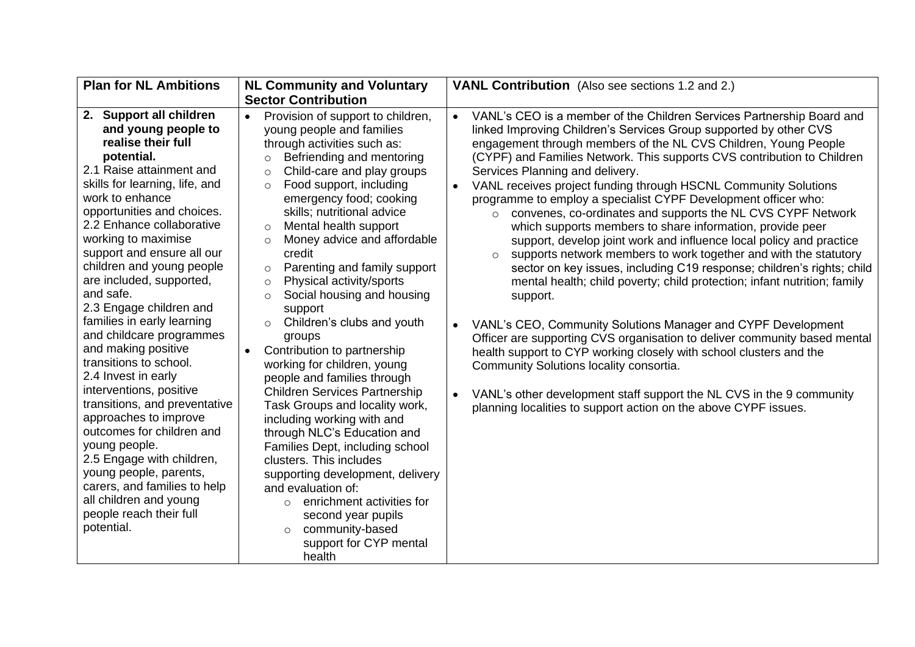| Plan for NL Ambitions | NL Community and Voluntary Sector Contribution | VANL Contribution (Also see sections 1.2 and 2.) |
|---|---|---|
| **2. Support all children and young people to realise their full potential.**<br>2.1 Raise attainment and skills for learning, life, and work to enhance opportunities and choices.<br>2.2 Enhance collaborative working to maximise support and ensure all our children and young people are included, supported, and safe.<br>2.3 Engage children and families in early learning and childcare programmes and making positive transitions to school.<br>2.4 Invest in early interventions, positive transitions, and preventative approaches to improve outcomes for children and young people.<br>2.5 Engage with children, young people, parents, carers, and families to help all children and young people reach their full potential. | • Provision of support to children, young people and families through activities such as:<br>  ○ Befriending and mentoring<br>  ○ Child-care and play groups<br>  ○ Food support, including emergency food; cooking skills; nutritional advice<br>  ○ Mental health support<br>  ○ Money advice and affordable credit<br>  ○ Parenting and family support<br>  ○ Physical activity/sports<br>  ○ Social housing and housing support<br>  ○ Children's clubs and youth groups<br>• Contribution to partnership working for children, young people and families through Children Services Partnership Task Groups and locality work, including working with and through NLC's Education and Families Dept, including school clusters. This includes supporting development, delivery and evaluation of:<br>  ○ enrichment activities for second year pupils<br>  ○ community-based support for CYP mental health | • VANL's CEO is a member of the Children Services Partnership Board and linked Improving Children's Services Group supported by other CVS engagement through members of the NL CVS Children, Young People (CYPF) and Families Network. This supports CVS contribution to Children Services Planning and delivery.<br>• VANL receives project funding through HSCNL Community Solutions programme to employ a specialist CYPF Development officer who:<br>  ○ convenes, co-ordinates and supports the NL CVS CYPF Network which supports members to share information, provide peer support, develop joint work and influence local policy and practice<br>  ○ supports network members to work together and with the statutory sector on key issues, including C19 response; children's rights; child mental health; child poverty; child protection; infant nutrition; family support.<br>• VANL's CEO, Community Solutions Manager and CYPF Development Officer are supporting CVS organisation to deliver community based mental health support to CYP working closely with school clusters and the Community Solutions locality consortia.<br>• VANL's other development staff support the NL CVS in the 9 community planning localities to support action on the above CYPF issues. |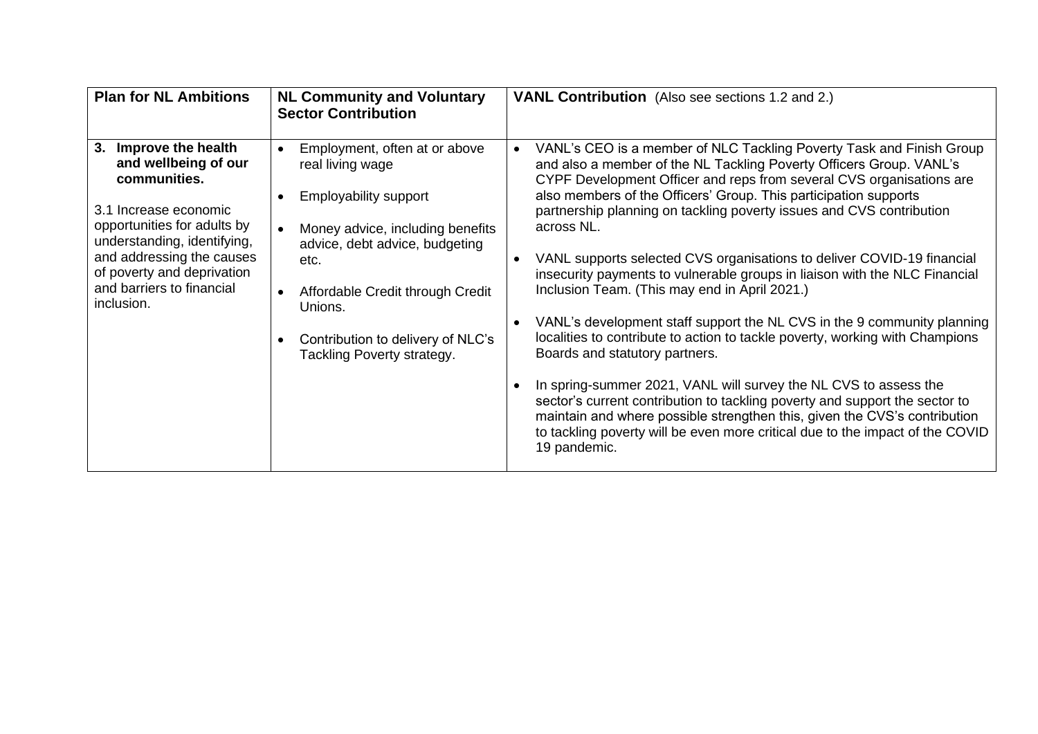| **Plan for NL Ambitions** | **NL Community and Voluntary Sector Contribution** | **VANL Contribution** (Also see sections 1.2 and 2.) |
|---|---|---|
| **3. Improve the health and wellbeing of our communities.**<br><br>3.1 Increase economic opportunities for adults by understanding, identifying, and addressing the causes of poverty and deprivation and barriers to financial inclusion. | • Employment, often at or above real living wage<br><br>• Employability support<br><br>• Money advice, including benefits advice, debt advice, budgeting etc.<br><br>• Affordable Credit through Credit Unions.<br><br>• Contribution to delivery of NLC's Tackling Poverty strategy. | • VANL's CEO is a member of NLC Tackling Poverty Task and Finish Group and also a member of the NL Tackling Poverty Officers Group. VANL's CYPF Development Officer and reps from several CVS organisations are also members of the Officers' Group. This participation supports partnership planning on tackling poverty issues and CVS contribution across NL.<br><br>• VANL supports selected CVS organisations to deliver COVID-19 financial insecurity payments to vulnerable groups in liaison with the NLC Financial Inclusion Team. (This may end in April 2021.)<br><br>• VANL's development staff support the NL CVS in the 9 community planning localities to contribute to action to tackle poverty, working with Champions Boards and statutory partners.<br><br>• In spring-summer 2021, VANL will survey the NL CVS to assess the sector's current contribution to tackling poverty and support the sector to maintain and where possible strengthen this, given the CVS's contribution to tackling poverty will be even more critical due to the impact of the COVID 19 pandemic. |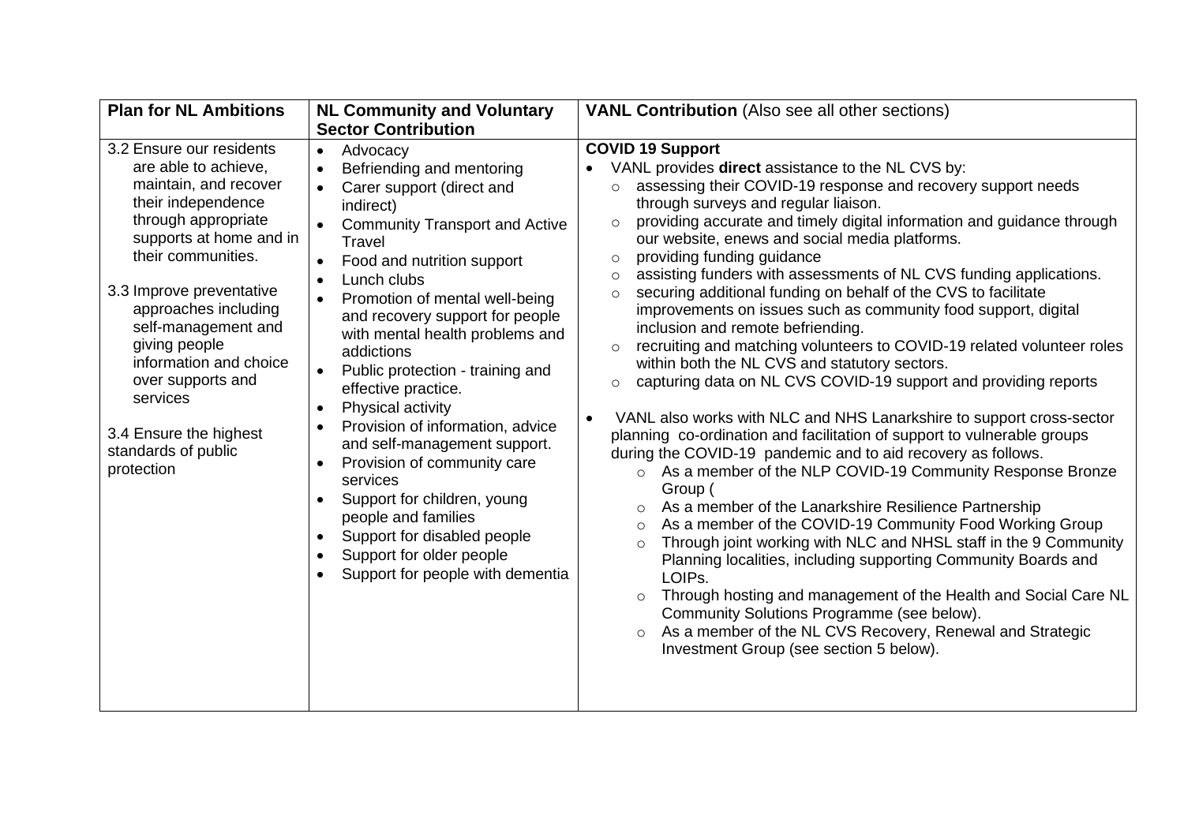| Plan for NL Ambitions | NL Community and Voluntary Sector Contribution | VANL Contribution (Also see all other sections) |
|---|---|---|
| 3.2 Ensure our residents are able to achieve, maintain, and recover their independence through appropriate supports at home and in their communities.<br><br>3.3 Improve preventative approaches including self-management and giving people information and choice over supports and services<br><br>3.4 Ensure the highest standards of public protection | • Advocacy<br>• Befriending and mentoring<br>• Carer support (direct and indirect)<br>• Community Transport and Active Travel<br>• Food and nutrition support<br>• Lunch clubs<br>• Promotion of mental well-being and recovery support for people with mental health problems and addictions<br>• Public protection - training and effective practice.<br>• Physical activity<br>• Provision of information, advice and self-management support.<br>• Provision of community care services<br>• Support for children, young people and families<br>• Support for disabled people<br>• Support for older people<br>• Support for people with dementia | **COVID 19 Support**<br>• VANL provides **direct** assistance to the NL CVS by:<br>○ assessing their COVID-19 response and recovery support needs through surveys and regular liaison.<br>○ providing accurate and timely digital information and guidance through our website, enews and social media platforms.<br>○ providing funding guidance<br>○ assisting funders with assessments of NL CVS funding applications.<br>○ securing additional funding on behalf of the CVS to facilitate improvements on issues such as community food support, digital inclusion and remote befriending.<br>○ recruiting and matching volunteers to COVID-19 related volunteer roles within both the NL CVS and statutory sectors.<br>○ capturing data on NL CVS COVID-19 support and providing reports<br><br>• VANL also works with NLC and NHS Lanarkshire to support cross-sector planning co-ordination and facilitation of support to vulnerable groups during the COVID-19 pandemic and to aid recovery as follows.<br>○ As a member of the NLP COVID-19 Community Response Bronze Group (<br>○ As a member of the Lanarkshire Resilience Partnership<br>○ As a member of the COVID-19 Community Food Working Group<br>○ Through joint working with NLC and NHSL staff in the 9 Community Planning localities, including supporting Community Boards and LOIPs.<br>○ Through hosting and management of the Health and Social Care NL Community Solutions Programme (see below).<br>○ As a member of the NL CVS Recovery, Renewal and Strategic Investment Group (see section 5 below). |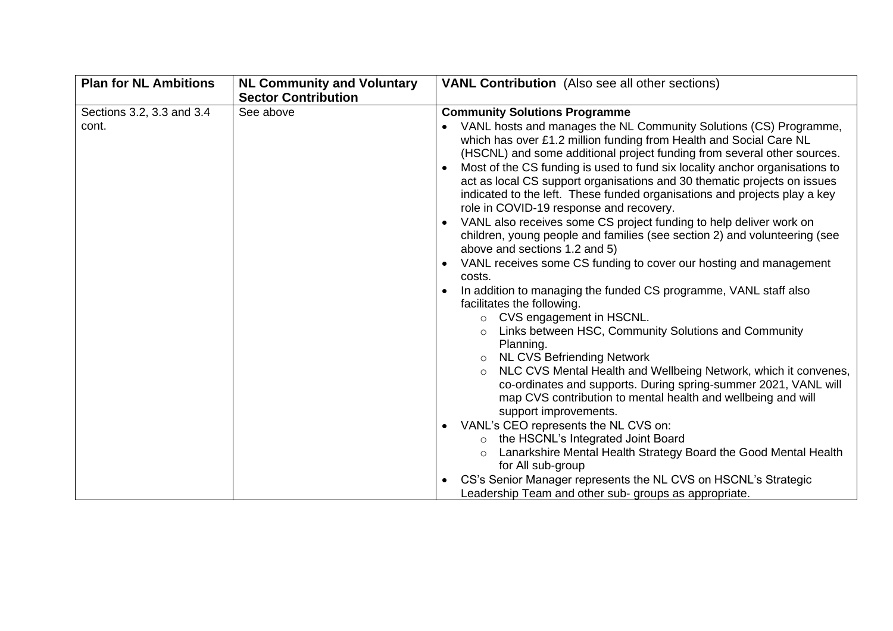| Plan for NL Ambitions | NL Community and Voluntary Sector Contribution | VANL Contribution (Also see all other sections) |
|---|---|---|
| Sections 3.2, 3.3 and 3.4 cont. | See above | **Community Solutions Programme**<br>• VANL hosts and manages the NL Community Solutions (CS) Programme, which has over £1.2 million funding from Health and Social Care NL (HSCNL) and some additional project funding from several other sources.<br>• Most of the CS funding is used to fund six locality anchor organisations to act as local CS support organisations and 30 thematic projects on issues indicated to the left. These funded organisations and projects play a key role in COVID-19 response and recovery.<br>• VANL also receives some CS project funding to help deliver work on children, young people and families (see section 2) and volunteering (see above and sections 1.2 and 5)<br>• VANL receives some CS funding to cover our hosting and management costs.<br>• In addition to managing the funded CS programme, VANL staff also facilitates the following.<br>&nbsp;&nbsp;&nbsp;&nbsp;○ CVS engagement in HSCNL.<br>&nbsp;&nbsp;&nbsp;&nbsp;○ Links between HSC, Community Solutions and Community Planning.<br>&nbsp;&nbsp;&nbsp;&nbsp;○ NL CVS Befriending Network<br>&nbsp;&nbsp;&nbsp;&nbsp;○ NLC CVS Mental Health and Wellbeing Network, which it convenes, co-ordinates and supports. During spring-summer 2021, VANL will map CVS contribution to mental health and wellbeing and will support improvements.<br>• VANL's CEO represents the NL CVS on:<br>&nbsp;&nbsp;&nbsp;&nbsp;○ the HSCNL's Integrated Joint Board<br>&nbsp;&nbsp;&nbsp;&nbsp;○ Lanarkshire Mental Health Strategy Board the Good Mental Health for All sub-group<br>• CS's Senior Manager represents the NL CVS on HSCNL's Strategic Leadership Team and other sub- groups as appropriate. |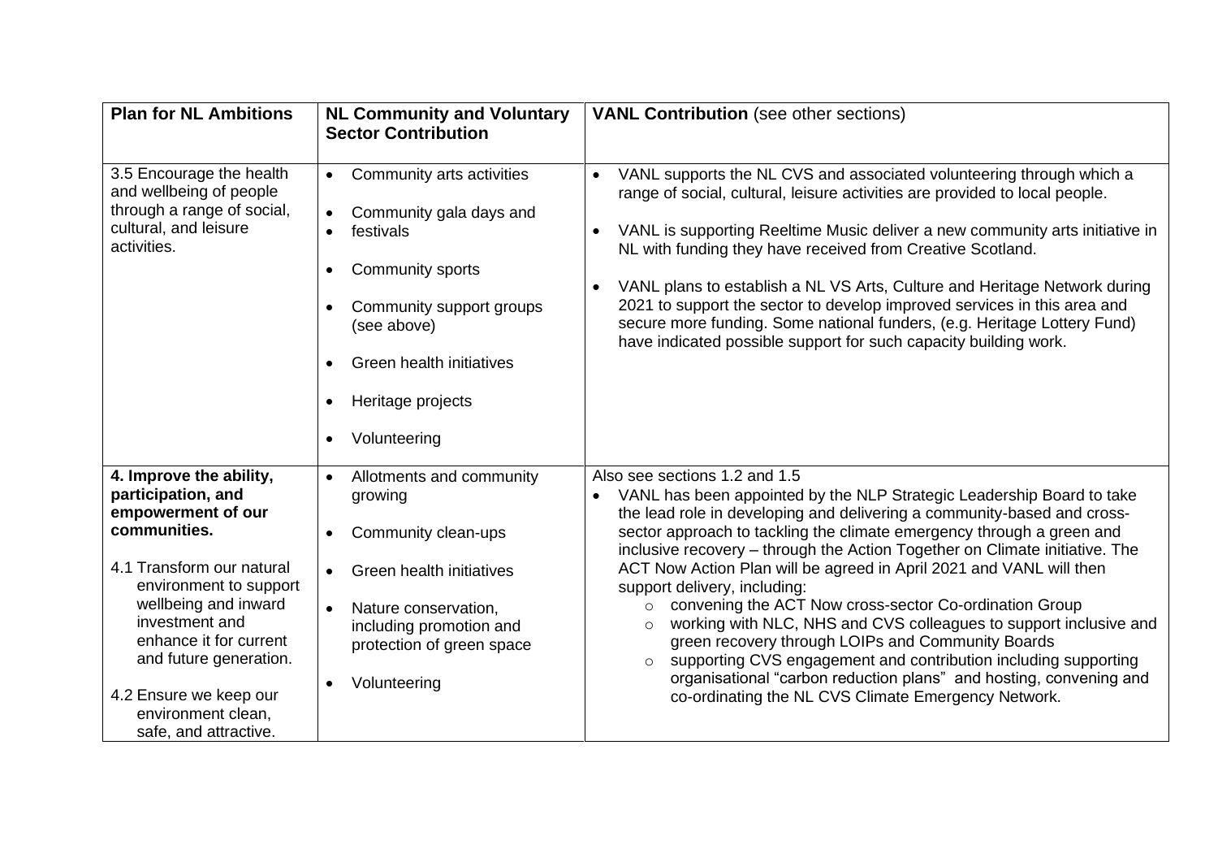| **Plan for NL Ambitions** | **NL Community and Voluntary Sector Contribution** | **VANL Contribution** (see other sections) |
|---|---|---|
| 3.5 Encourage the health and wellbeing of people through a range of social, cultural, and leisure activities. | • Community arts activities<br>• Community gala days and<br>• festivals<br>• Community sports<br>• Community support groups (see above)<br>• Green health initiatives<br>• Heritage projects<br>• Volunteering | • VANL supports the NL CVS and associated volunteering through which a range of social, cultural, leisure activities are provided to local people.<br>• VANL is supporting Reeltime Music deliver a new community arts initiative in NL with funding they have received from Creative Scotland.<br>• VANL plans to establish a NL VS Arts, Culture and Heritage Network during 2021 to support the sector to develop improved services in this area and secure more funding. Some national funders, (e.g. Heritage Lottery Fund) have indicated possible support for such capacity building work. |
| **4. Improve the ability, participation, and empowerment of our communities.**<br><br>4.1 Transform our natural environment to support wellbeing and inward investment and enhance it for current and future generation.<br><br>4.2 Ensure we keep our environment clean, safe, and attractive. | • Allotments and community growing<br>• Community clean-ups<br>• Green health initiatives<br>• Nature conservation, including promotion and protection of green space<br>• Volunteering | Also see sections 1.2 and 1.5<br>• VANL has been appointed by the NLP Strategic Leadership Board to take the lead role in developing and delivering a community-based and cross-sector approach to tackling the climate emergency through a green and inclusive recovery – through the Action Together on Climate initiative. The ACT Now Action Plan will be agreed in April 2021 and VANL will then support delivery, including:<br>  ○ convening the ACT Now cross-sector Co-ordination Group<br>  ○ working with NLC, NHS and CVS colleagues to support inclusive and green recovery through LOIPs and Community Boards<br>  ○ supporting CVS engagement and contribution including supporting organisational "carbon reduction plans" and hosting, convening and co-ordinating the NL CVS Climate Emergency Network. |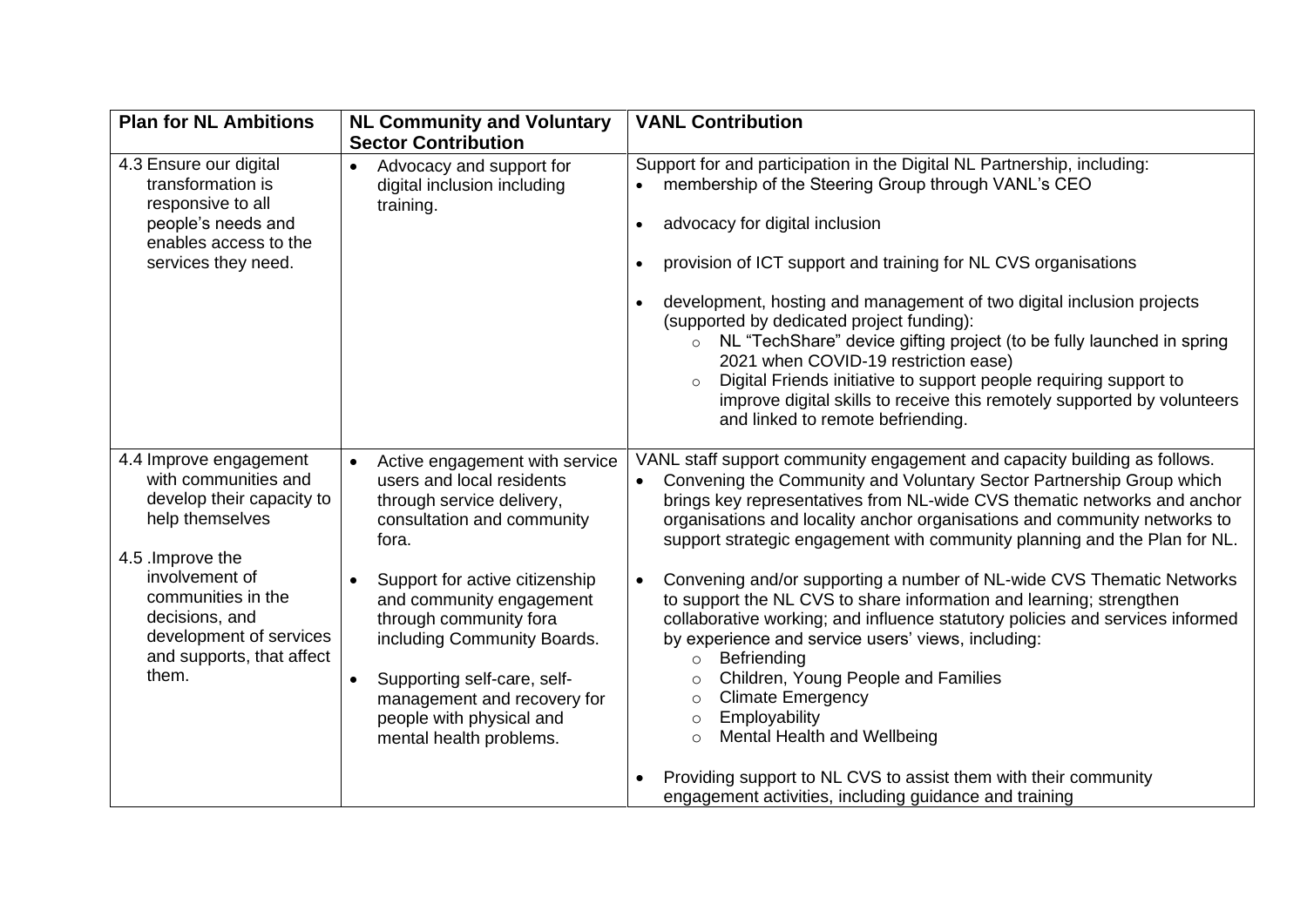| Plan for NL Ambitions | NL Community and Voluntary Sector Contribution | VANL Contribution |
|---|---|---|
| 4.3 Ensure our digital transformation is responsive to all people's needs and enables access to the services they need. | • Advocacy and support for digital inclusion including training. | Support for and participation in the Digital NL Partnership, including:<br>• membership of the Steering Group through VANL's CEO<br>• advocacy for digital inclusion<br>• provision of ICT support and training for NL CVS organisations<br>• development, hosting and management of two digital inclusion projects (supported by dedicated project funding):<br>&nbsp;&nbsp;&nbsp;&nbsp;○ NL "TechShare" device gifting project (to be fully launched in spring 2021 when COVID-19 restriction ease)<br>&nbsp;&nbsp;&nbsp;&nbsp;○ Digital Friends initiative to support people requiring support to improve digital skills to receive this remotely supported by volunteers and linked to remote befriending. |
| 4.4 Improve engagement with communities and develop their capacity to help themselves<br><br>4.5 .Improve the involvement of communities in the decisions, and development of services and supports, that affect them. | • Active engagement with service users and local residents through service delivery, consultation and community fora.<br>• Support for active citizenship and community engagement through community fora including Community Boards.<br>• Supporting self-care, self-management and recovery for people with physical and mental health problems. | VANL staff support community engagement and capacity building as follows.<br>• Convening the Community and Voluntary Sector Partnership Group which brings key representatives from NL-wide CVS thematic networks and anchor organisations and locality anchor organisations and community networks to support strategic engagement with community planning and the Plan for NL.<br>• Convening and/or supporting a number of NL-wide CVS Thematic Networks to support the NL CVS to share information and learning; strengthen collaborative working; and influence statutory policies and services informed by experience and service users' views, including:<br>&nbsp;&nbsp;&nbsp;&nbsp;○ Befriending<br>&nbsp;&nbsp;&nbsp;&nbsp;○ Children, Young People and Families<br>&nbsp;&nbsp;&nbsp;&nbsp;○ Climate Emergency<br>&nbsp;&nbsp;&nbsp;&nbsp;○ Employability<br>&nbsp;&nbsp;&nbsp;&nbsp;○ Mental Health and Wellbeing<br>• Providing support to NL CVS to assist them with their community engagement activities, including guidance and training |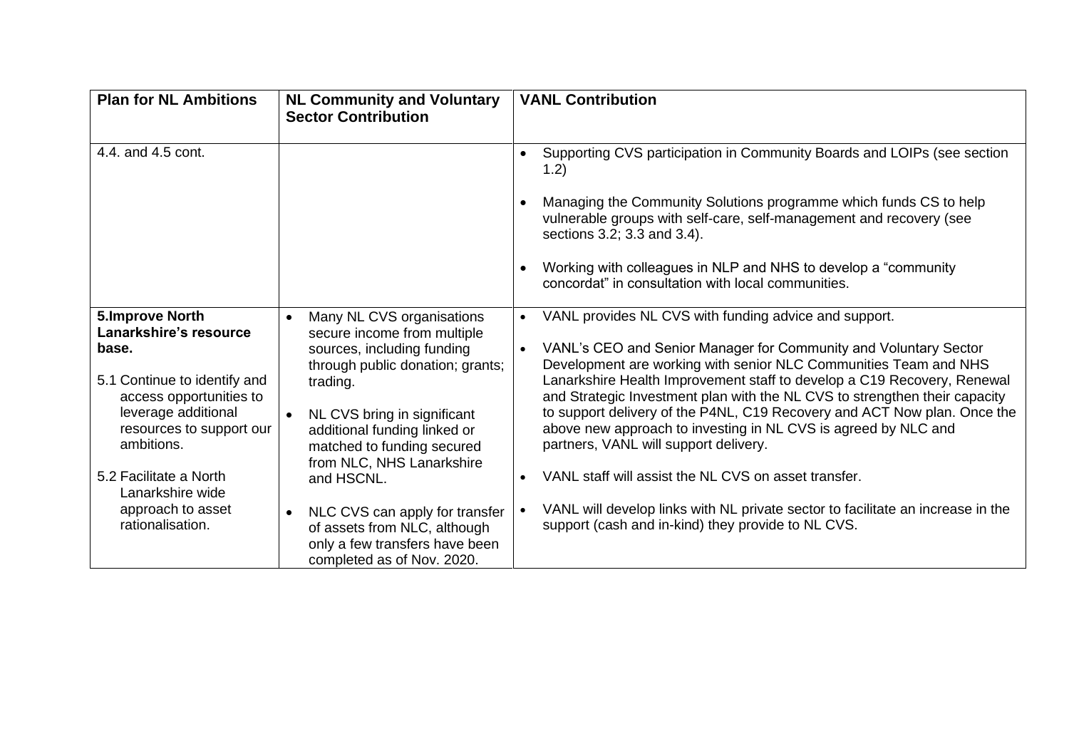| Plan for NL Ambitions | NL Community and Voluntary Sector Contribution | VANL Contribution |
|---|---|---|
| 4.4. and 4.5 cont. | | • Supporting CVS participation in Community Boards and LOIPs (see section 1.2)<br><br>• Managing the Community Solutions programme which funds CS to help vulnerable groups with self-care, self-management and recovery (see sections 3.2; 3.3 and 3.4).<br><br>• Working with colleagues in NLP and NHS to develop a "community concordat" in consultation with local communities. |
| **5.Improve North Lanarkshire's resource base.**<br><br>5.1 Continue to identify and access opportunities to leverage additional resources to support our ambitions.<br><br>5.2 Facilitate a North Lanarkshire wide approach to asset rationalisation. | • Many NL CVS organisations secure income from multiple sources, including funding through public donation; grants; trading.<br><br>• NL CVS bring in significant additional funding linked or matched to funding secured from NLC, NHS Lanarkshire and HSCNL.<br><br>• NLC CVS can apply for transfer of assets from NLC, although only a few transfers have been completed as of Nov. 2020. | • VANL provides NL CVS with funding advice and support.<br><br>• VANL's CEO and Senior Manager for Community and Voluntary Sector Development are working with senior NLC Communities Team and NHS Lanarkshire Health Improvement staff to develop a C19 Recovery, Renewal and Strategic Investment plan with the NL CVS to strengthen their capacity to support delivery of the P4NL, C19 Recovery and ACT Now plan. Once the above new approach to investing in NL CVS is agreed by NLC and partners, VANL will support delivery.<br><br>• VANL staff will assist the NL CVS on asset transfer.<br><br>• VANL will develop links with NL private sector to facilitate an increase in the support (cash and in-kind) they provide to NL CVS. |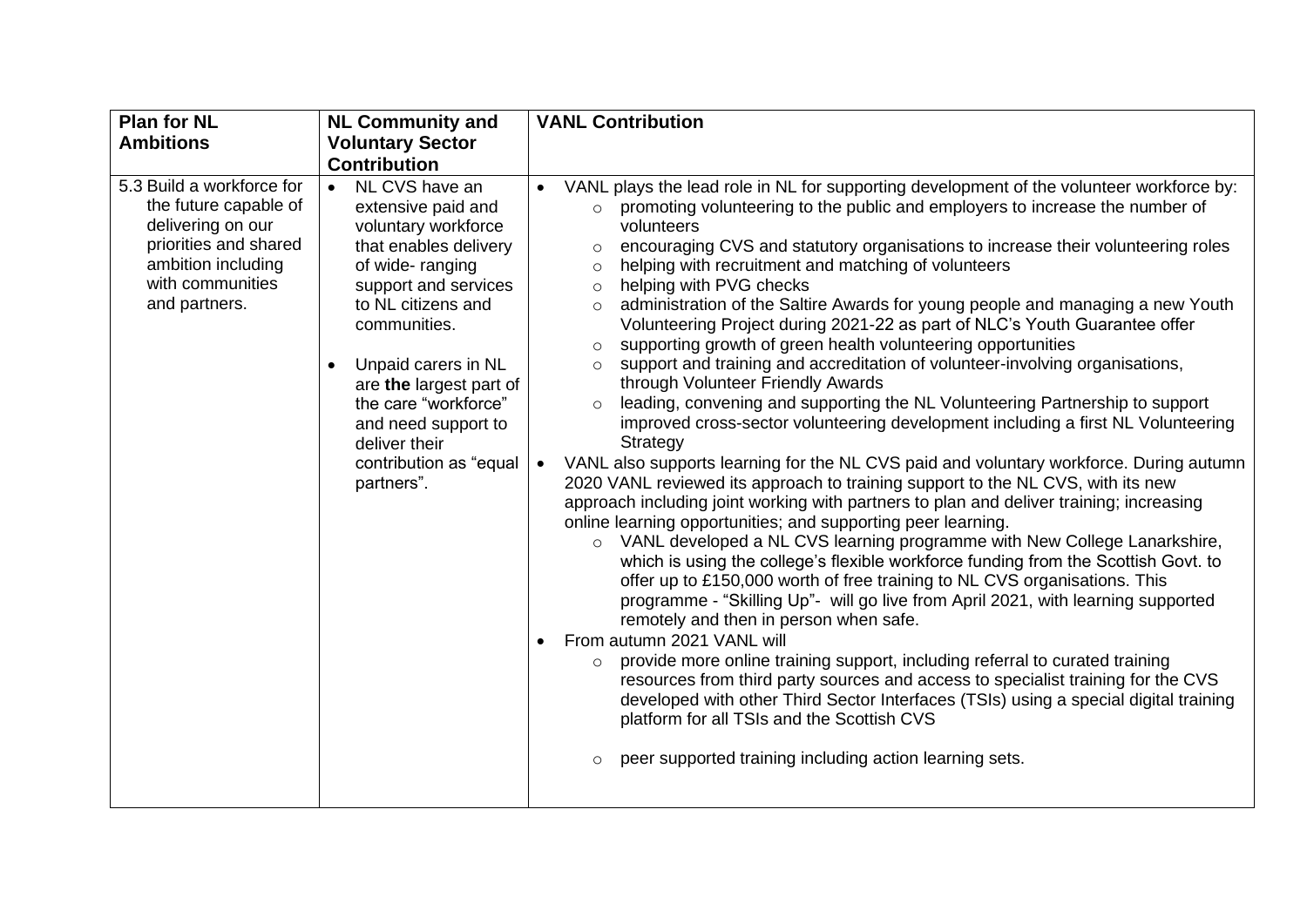| Plan for NL Ambitions | NL Community and Voluntary Sector Contribution | VANL Contribution |
|---|---|---|
| 5.3 Build a workforce for the future capable of delivering on our priorities and shared ambition including with communities and partners. | • NL CVS have an extensive paid and voluntary workforce that enables delivery of wide- ranging support and services to NL citizens and communities.<br><br>• Unpaid carers in NL are **the** largest part of the care "workforce" and need support to deliver their contribution as "equal partners". | • VANL plays the lead role in NL for supporting development of the volunteer workforce by:<br>  ○ promoting volunteering to the public and employers to increase the number of volunteers<br>  ○ encouraging CVS and statutory organisations to increase their volunteering roles<br>  ○ helping with recruitment and matching of volunteers<br>  ○ helping with PVG checks<br>  ○ administration of the Saltire Awards for young people and managing a new Youth Volunteering Project during 2021-22 as part of NLC's Youth Guarantee offer<br>  ○ supporting growth of green health volunteering opportunities<br>  ○ support and training and accreditation of volunteer-involving organisations, through Volunteer Friendly Awards<br>  ○ leading, convening and supporting the NL Volunteering Partnership to support improved cross-sector volunteering development including a first NL Volunteering Strategy<br>• VANL also supports learning for the NL CVS paid and voluntary workforce. During autumn 2020 VANL reviewed its approach to training support to the NL CVS, with its new approach including joint working with partners to plan and deliver training; increasing online learning opportunities; and supporting peer learning.<br>  ○ VANL developed a NL CVS learning programme with New College Lanarkshire, which is using the college's flexible workforce funding from the Scottish Govt. to offer up to £150,000 worth of free training to NL CVS organisations. This programme - "Skilling Up"- will go live from April 2021, with learning supported remotely and then in person when safe.<br>• From autumn 2021 VANL will<br>  ○ provide more online training support, including referral to curated training resources from third party sources and access to specialist training for the CVS developed with other Third Sector Interfaces (TSIs) using a special digital training platform for all TSIs and the Scottish CVS<br>  ○ peer supported training including action learning sets. |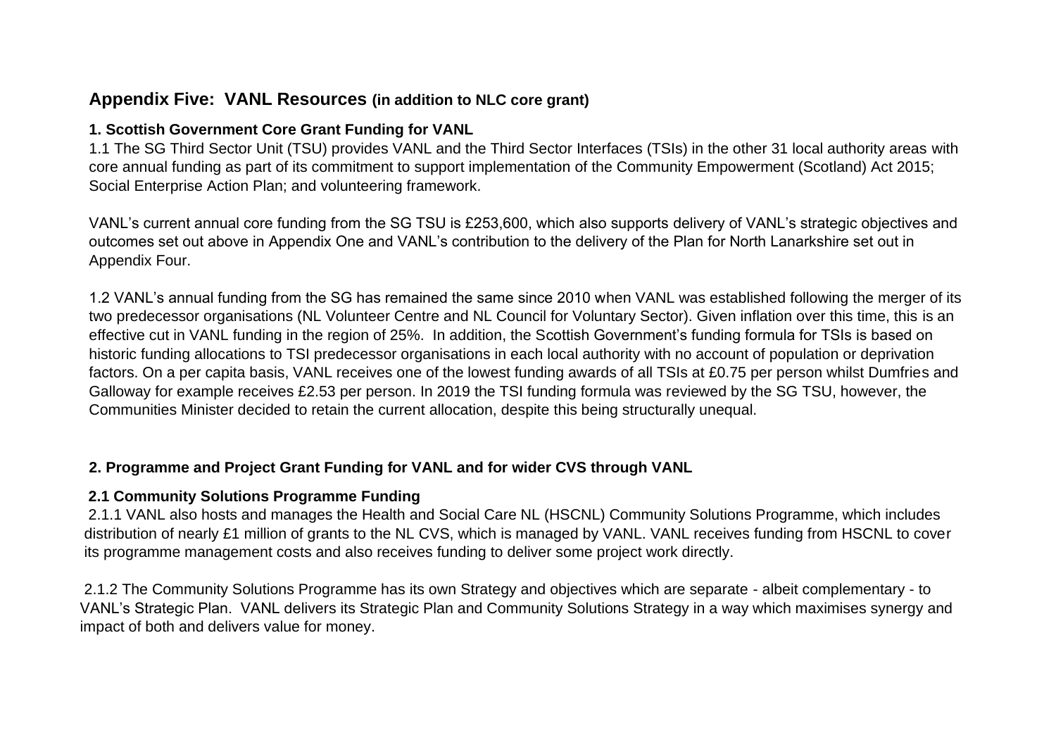## Appendix Five: VANL Resources (in addition to NLC core grant)

### 1. Scottish Government Core Grant Funding for VANL

1.1 The SG Third Sector Unit (TSU) provides VANL and the Third Sector Interfaces (TSIs) in the other 31 local authority areas with core annual funding as part of its commitment to support implementation of the Community Empowerment (Scotland) Act 2015; Social Enterprise Action Plan; and volunteering framework.

VANL's current annual core funding from the SG TSU is £253,600, which also supports delivery of VANL's strategic objectives and outcomes set out above in Appendix One and VANL's contribution to the delivery of the Plan for North Lanarkshire set out in Appendix Four.

1.2 VANL's annual funding from the SG has remained the same since 2010 when VANL was established following the merger of its two predecessor organisations (NL Volunteer Centre and NL Council for Voluntary Sector). Given inflation over this time, this is an effective cut in VANL funding in the region of 25%. In addition, the Scottish Government's funding formula for TSIs is based on historic funding allocations to TSI predecessor organisations in each local authority with no account of population or deprivation factors. On a per capita basis, VANL receives one of the lowest funding awards of all TSIs at £0.75 per person whilst Dumfries and Galloway for example receives £2.53 per person. In 2019 the TSI funding formula was reviewed by the SG TSU, however, the Communities Minister decided to retain the current allocation, despite this being structurally unequal.

### 2. Programme and Project Grant Funding for VANL and for wider CVS through VANL

#### 2.1 Community Solutions Programme Funding

2.1.1 VANL also hosts and manages the Health and Social Care NL (HSCNL) Community Solutions Programme, which includes distribution of nearly £1 million of grants to the NL CVS, which is managed by VANL. VANL receives funding from HSCNL to cover its programme management costs and also receives funding to deliver some project work directly.

2.1.2 The Community Solutions Programme has its own Strategy and objectives which are separate - albeit complementary - to VANL's Strategic Plan. VANL delivers its Strategic Plan and Community Solutions Strategy in a way which maximises synergy and impact of both and delivers value for money.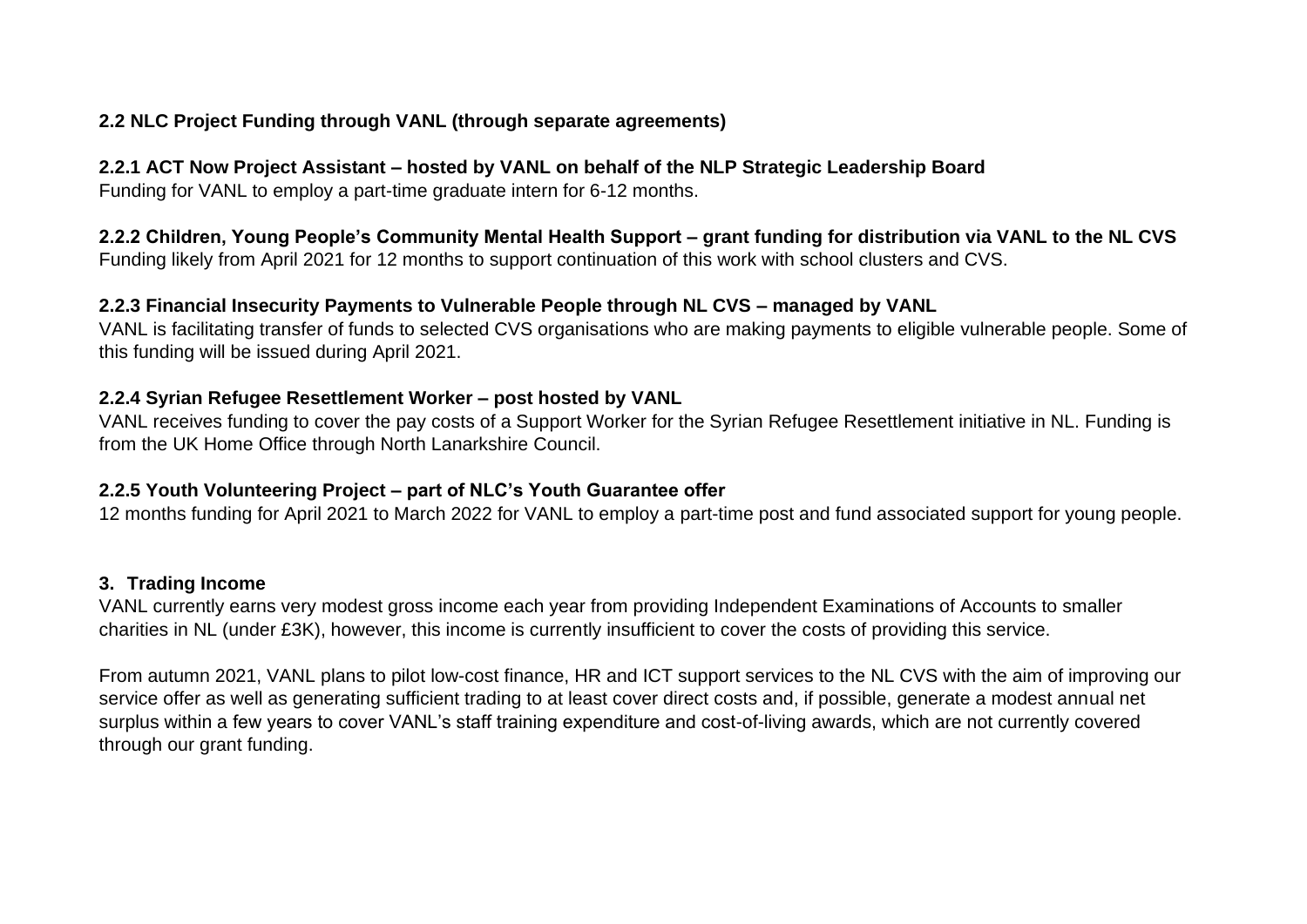**2.2 NLC Project Funding through VANL (through separate agreements)**

**2.2.1 ACT Now Project Assistant – hosted by VANL on behalf of the NLP Strategic Leadership Board**
Funding for VANL to employ a part-time graduate intern for 6-12 months.

**2.2.2 Children, Young People's Community Mental Health Support – grant funding for distribution via VANL to the NL CVS**
Funding likely from April 2021 for 12 months to support continuation of this work with school clusters and CVS.

**2.2.3 Financial Insecurity Payments to Vulnerable People through NL CVS – managed by VANL**
VANL is facilitating transfer of funds to selected CVS organisations who are making payments to eligible vulnerable people. Some of this funding will be issued during April 2021.

**2.2.4 Syrian Refugee Resettlement Worker – post hosted by VANL**
VANL receives funding to cover the pay costs of a Support Worker for the Syrian Refugee Resettlement initiative in NL. Funding is from the UK Home Office through North Lanarkshire Council.

**2.2.5 Youth Volunteering Project – part of NLC's Youth Guarantee offer**
12 months funding for April 2021 to March 2022 for VANL to employ a part-time post and fund associated support for young people.

**3. Trading Income**
VANL currently earns very modest gross income each year from providing Independent Examinations of Accounts to smaller charities in NL (under £3K), however, this income is currently insufficient to cover the costs of providing this service.

From autumn 2021, VANL plans to pilot low-cost finance, HR and ICT support services to the NL CVS with the aim of improving our service offer as well as generating sufficient trading to at least cover direct costs and, if possible, generate a modest annual net surplus within a few years to cover VANL's staff training expenditure and cost-of-living awards, which are not currently covered through our grant funding.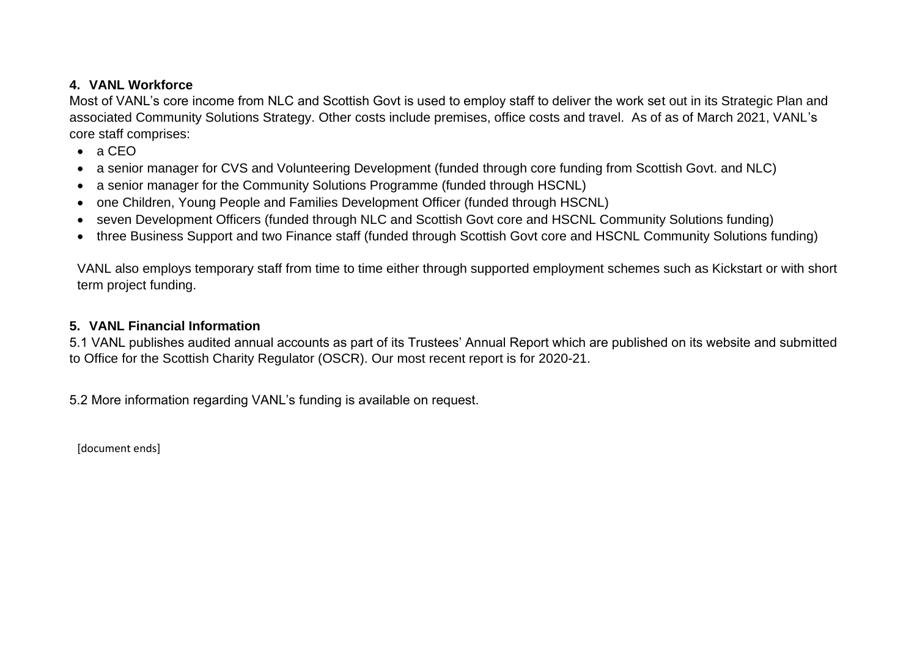## 4. VANL Workforce

Most of VANL's core income from NLC and Scottish Govt is used to employ staff to deliver the work set out in its Strategic Plan and associated Community Solutions Strategy. Other costs include premises, office costs and travel. As of as of March 2021, VANL's core staff comprises:

- a CEO
- a senior manager for CVS and Volunteering Development (funded through core funding from Scottish Govt. and NLC)
- a senior manager for the Community Solutions Programme (funded through HSCNL)
- one Children, Young People and Families Development Officer (funded through HSCNL)
- seven Development Officers (funded through NLC and Scottish Govt core and HSCNL Community Solutions funding)
- three Business Support and two Finance staff (funded through Scottish Govt core and HSCNL Community Solutions funding)

VANL also employs temporary staff from time to time either through supported employment schemes such as Kickstart or with short term project funding.

## 5. VANL Financial Information

5.1 VANL publishes audited annual accounts as part of its Trustees' Annual Report which are published on its website and submitted to Office for the Scottish Charity Regulator (OSCR). Our most recent report is for 2020-21.

5.2 More information regarding VANL's funding is available on request.

[document ends]